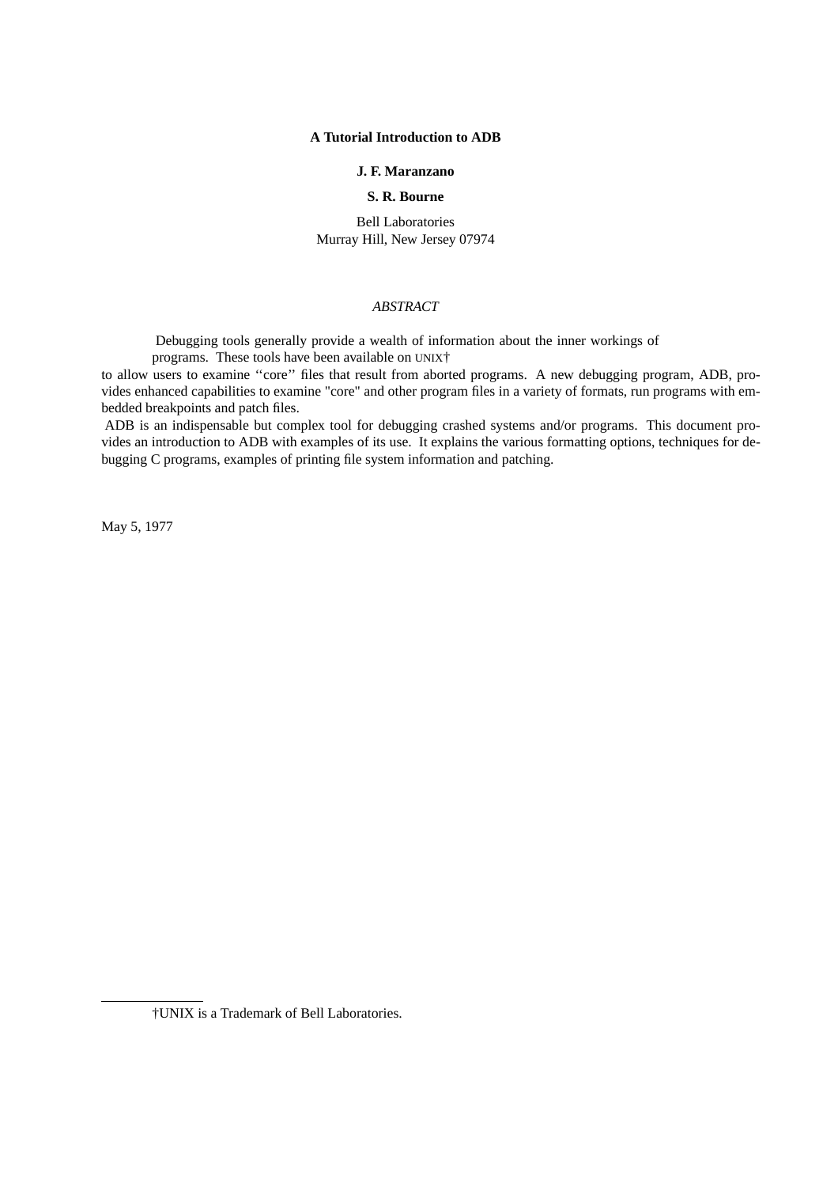**A Tutorial Introduction to ADB**

**J. F. Maranzano**

**S. R. Bourne**

Bell Laboratories
Murray Hill, New Jersey 07974

*ABSTRACT*

Debugging tools generally provide a wealth of information about the inner workings of programs. These tools have been available on UNIX† to allow users to examine ''core'' files that result from aborted programs. A new debugging program, ADB, provides enhanced capabilities to examine "core" and other program files in a variety of formats, run programs with embedded breakpoints and patch files.

ADB is an indispensable but complex tool for debugging crashed systems and/or programs. This document provides an introduction to ADB with examples of its use. It explains the various formatting options, techniques for debugging C programs, examples of printing file system information and patching.

May 5, 1977

†UNIX is a Trademark of Bell Laboratories.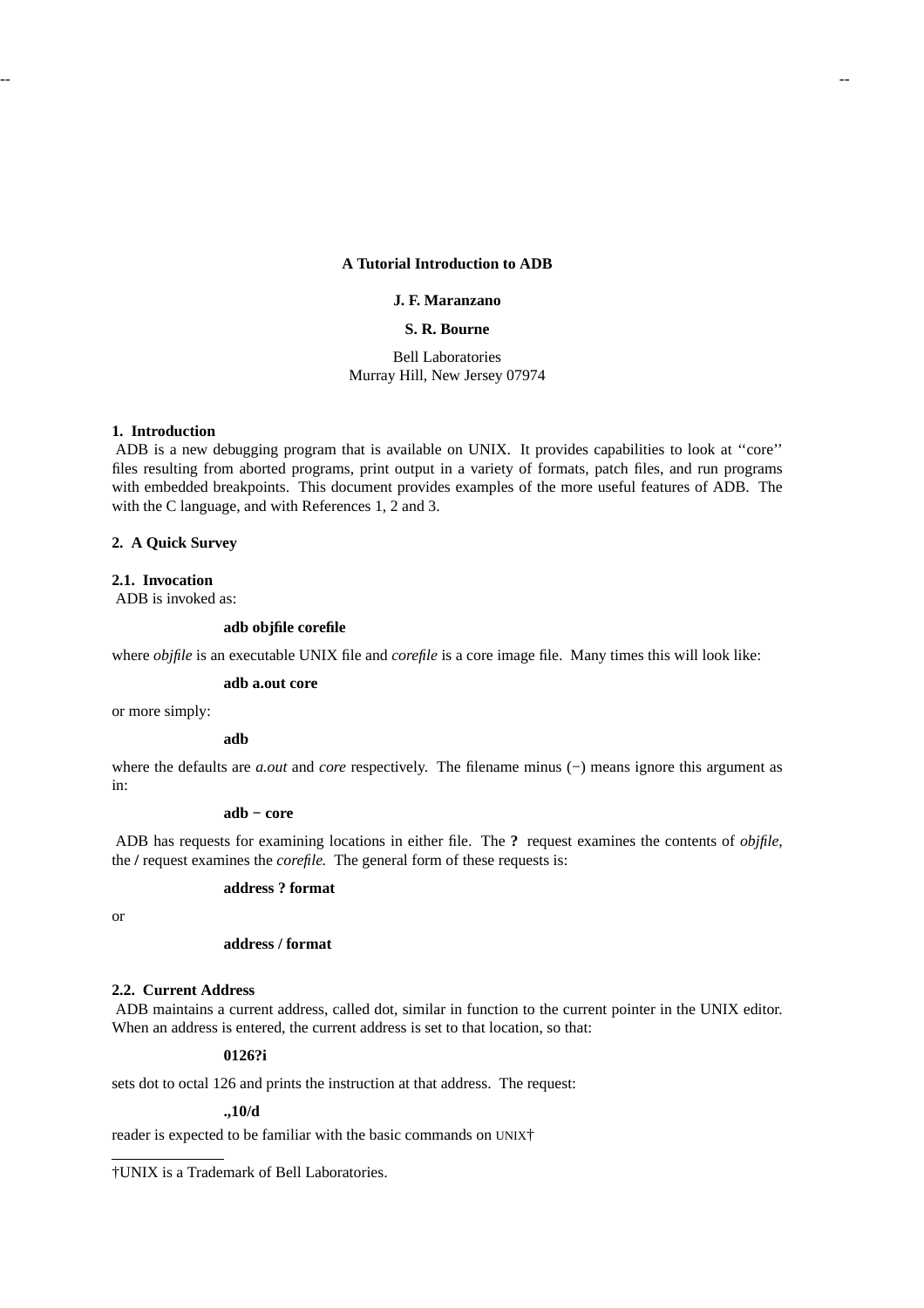**A Tutorial Introduction to ADB**

**J. F. Maranzano**

**S. R. Bourne**

Bell Laboratories
Murray Hill, New Jersey 07974

## 1. Introduction

ADB is a new debugging program that is available on UNIX. It provides capabilities to look at ''core'' files resulting from aborted programs, print output in a variety of formats, patch files, and run programs with embedded breakpoints. This document provides examples of the more useful features of ADB. The with the C language, and with References 1, 2 and 3.

## 2. A Quick Survey

### 2.1. Invocation

ADB is invoked as:

**adb objfile corefile**

where *objfile* is an executable UNIX file and *corefile* is a core image file. Many times this will look like:

**adb a.out core**

or more simply:

**adb**

where the defaults are *a.out* and *core* respectively. The filename minus (−) means ignore this argument as in:

**adb − core**

ADB has requests for examining locations in either file. The **?** request examines the contents of *objfile,* the **/** request examines the *corefile.* The general form of these requests is:

**address ? format**

or

**address / format**

### 2.2. Current Address

ADB maintains a current address, called dot, similar in function to the current pointer in the UNIX editor. When an address is entered, the current address is set to that location, so that:

**0126?i**

sets dot to octal 126 and prints the instruction at that address. The request:

**.,10/d**

reader is expected to be familiar with the basic commands on UNIX†

†UNIX is a Trademark of Bell Laboratories.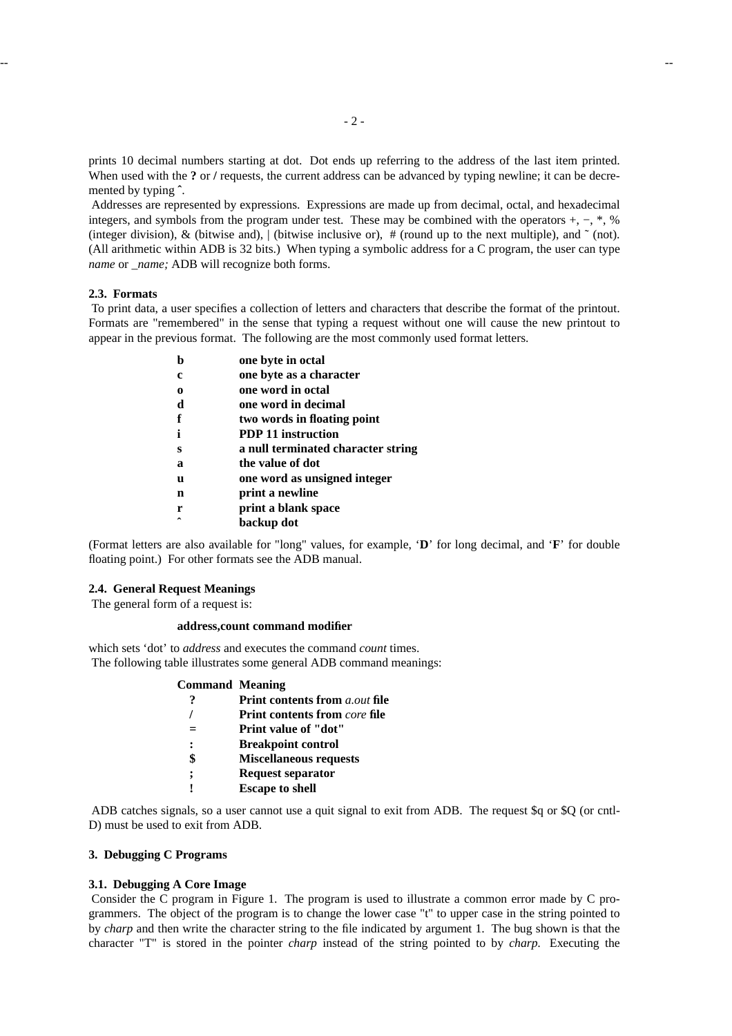prints 10 decimal numbers starting at dot. Dot ends up referring to the address of the last item printed. When used with the **?** or **/** requests, the current address can be advanced by typing newline; it can be decremented by typing ˆ.

Addresses are represented by expressions. Expressions are made up from decimal, octal, and hexadecimal integers, and symbols from the program under test. These may be combined with the operators +, −, *, % (integer division), & (bitwise and), | (bitwise inclusive or), # (round up to the next multiple), and ˜ (not). (All arithmetic within ADB is 32 bits.) When typing a symbolic address for a C program, the user can type *name* or *_name;* ADB will recognize both forms.

### 2.3. Formats

To print data, a user specifies a collection of letters and characters that describe the format of the printout. Formats are "remembered" in the sense that typing a request without one will cause the new printout to appear in the previous format. The following are the most commonly used format letters.

| | |
|---|---|
| **b** | **one byte in octal** |
| **c** | **one byte as a character** |
| **o** | **one word in octal** |
| **d** | **one word in decimal** |
| **f** | **two words in floating point** |
| **i** | **PDP 11 instruction** |
| **s** | **a null terminated character string** |
| **a** | **the value of dot** |
| **u** | **one word as unsigned integer** |
| **n** | **print a newline** |
| **r** | **print a blank space** |
| **ˆ** | **backup dot** |

(Format letters are also available for "long" values, for example, '**D**' for long decimal, and '**F**' for double floating point.) For other formats see the ADB manual.

### 2.4. General Request Meanings

The general form of a request is:

**address,count command modifier**

which sets 'dot' to *address* and executes the command *count* times.
The following table illustrates some general ADB command meanings:

| Command | Meaning |
|---|---|
| **?** | **Print contents from *a.out* file** |
| **/** | **Print contents from *core* file** |
| **=** | **Print value of "dot"** |
| **:** | **Breakpoint control** |
| **$** | **Miscellaneous requests** |
| **;** | **Request separator** |
| **!** | **Escape to shell** |

ADB catches signals, so a user cannot use a quit signal to exit from ADB. The request $q or $Q (or cntl-D) must be used to exit from ADB.

## 3. Debugging C Programs

### 3.1. Debugging A Core Image

Consider the C program in Figure 1. The program is used to illustrate a common error made by C programmers. The object of the program is to change the lower case "t" to upper case in the string pointed to by *charp* and then write the character string to the file indicated by argument 1. The bug shown is that the character "T" is stored in the pointer *charp* instead of the string pointed to by *charp*. Executing the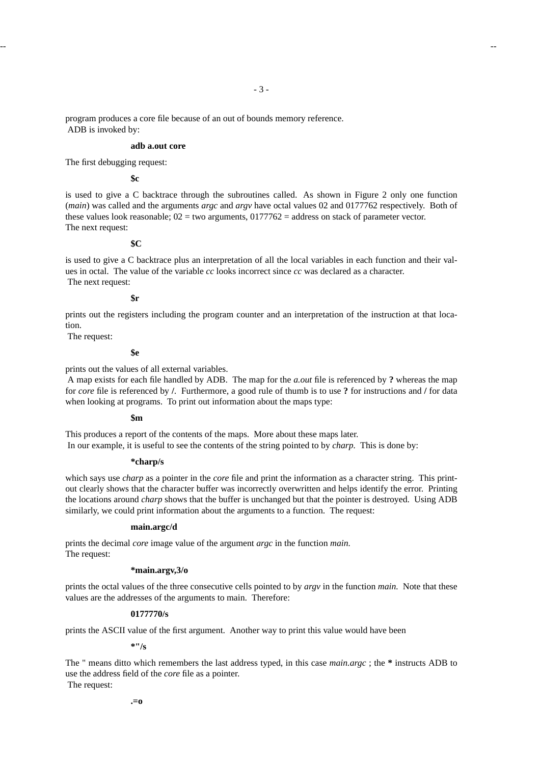program produces a core file because of an out of bounds memory reference.
ADB is invoked by:

**adb a.out core**

The first debugging request:

**$c**

is used to give a C backtrace through the subroutines called. As shown in Figure 2 only one function (*main*) was called and the arguments *argc* and *argv* have octal values 02 and 0177762 respectively. Both of these values look reasonable; 02 = two arguments, 0177762 = address on stack of parameter vector.
The next request:

**$C**

is used to give a C backtrace plus an interpretation of all the local variables in each function and their values in octal. The value of the variable *cc* looks incorrect since *cc* was declared as a character.
The next request:

**$r**

prints out the registers including the program counter and an interpretation of the instruction at that location.
The request:

**$e**

prints out the values of all external variables.
A map exists for each file handled by ADB. The map for the *a.out* file is referenced by **?** whereas the map for *core* file is referenced by **/**. Furthermore, a good rule of thumb is to use **?** for instructions and **/** for data when looking at programs. To print out information about the maps type:

**$m**

This produces a report of the contents of the maps. More about these maps later.
In our example, it is useful to see the contents of the string pointed to by *charp*. This is done by:

***charp/s**

which says use *charp* as a pointer in the *core* file and print the information as a character string. This printout clearly shows that the character buffer was incorrectly overwritten and helps identify the error. Printing the locations around *charp* shows that the buffer is unchanged but that the pointer is destroyed. Using ADB similarly, we could print information about the arguments to a function. The request:

**main.argc/d**

prints the decimal *core* image value of the argument *argc* in the function *main.*
The request:

***main.argv,3/o**

prints the octal values of the three consecutive cells pointed to by *argv* in the function *main.* Note that these values are the addresses of the arguments to main. Therefore:

**0177770/s**

prints the ASCII value of the first argument. Another way to print this value would have been

***"/s**

The " means ditto which remembers the last address typed, in this case *main.argc* ; the **\*** instructs ADB to use the address field of the *core* file as a pointer.
The request:

**.=o**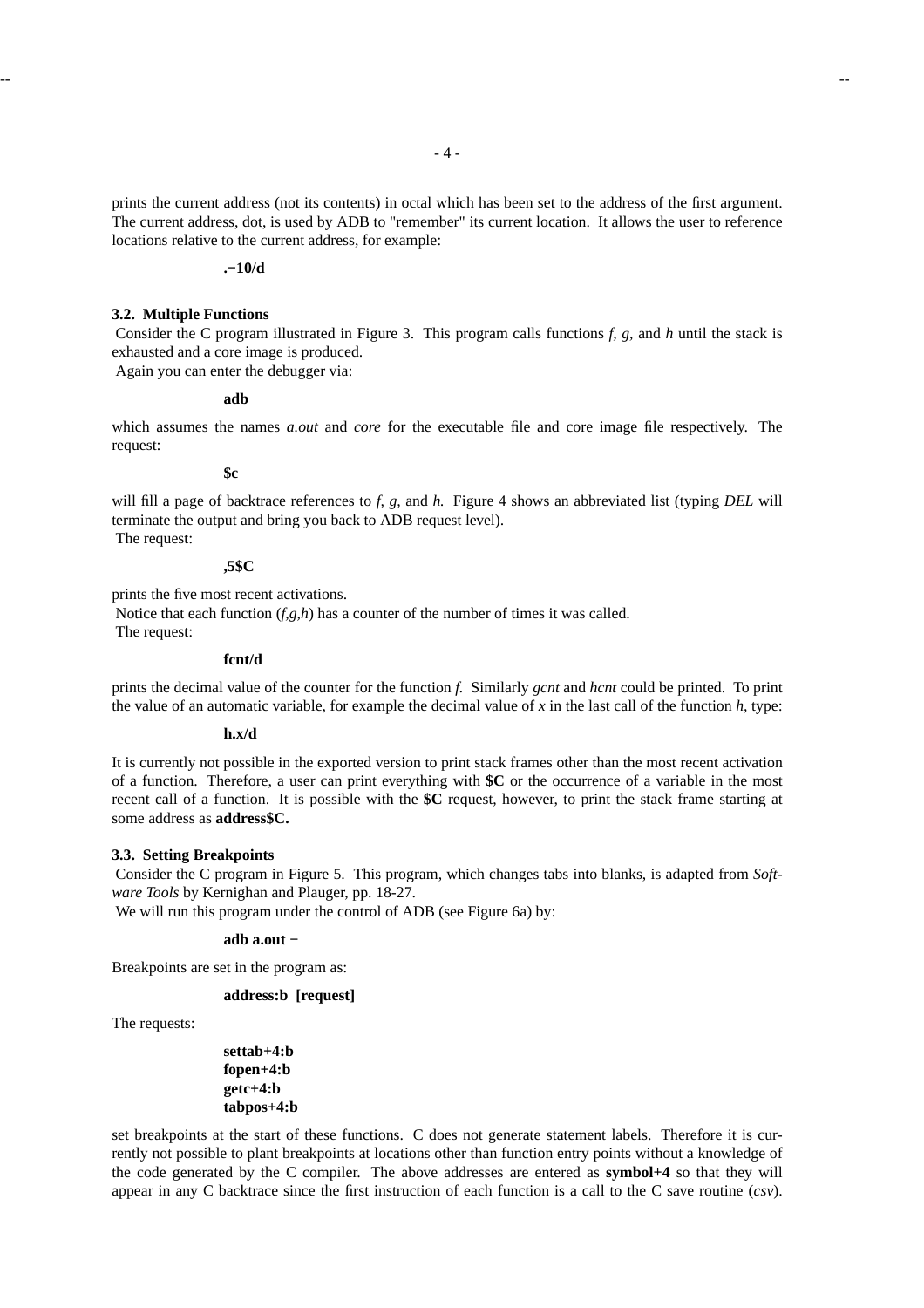prints the current address (not its contents) in octal which has been set to the address of the first argument. The current address, dot, is used by ADB to "remember" its current location. It allows the user to reference locations relative to the current address, for example:

**.−10/d**

### 3.2. Multiple Functions

Consider the C program illustrated in Figure 3. This program calls functions *f, g,* and *h* until the stack is exhausted and a core image is produced.

Again you can enter the debugger via:

**adb**

which assumes the names *a.out* and *core* for the executable file and core image file respectively. The request:

**$c**

will fill a page of backtrace references to *f, g,* and *h.* Figure 4 shows an abbreviated list (typing *DEL* will terminate the output and bring you back to ADB request level).

The request:

**,5$C**

prints the five most recent activations.

Notice that each function (*f,g,h*) has a counter of the number of times it was called.

The request:

**fcnt/d**

prints the decimal value of the counter for the function *f.* Similarly *gcnt* and *hcnt* could be printed. To print the value of an automatic variable, for example the decimal value of *x* in the last call of the function *h,* type:

**h.x/d**

It is currently not possible in the exported version to print stack frames other than the most recent activation of a function. Therefore, a user can print everything with **$C** or the occurrence of a variable in the most recent call of a function. It is possible with the **$C** request, however, to print the stack frame starting at some address as **address$C.**

### 3.3. Setting Breakpoints

Consider the C program in Figure 5. This program, which changes tabs into blanks, is adapted from *Software Tools* by Kernighan and Plauger, pp. 18-27.

We will run this program under the control of ADB (see Figure 6a) by:

**adb a.out −**

Breakpoints are set in the program as:

**address:b [request]**

The requests:

**settab+4:b**
**fopen+4:b**
**getc+4:b**
**tabpos+4:b**

set breakpoints at the start of these functions. C does not generate statement labels. Therefore it is currently not possible to plant breakpoints at locations other than function entry points without a knowledge of the code generated by the C compiler. The above addresses are entered as **symbol+4** so that they will appear in any C backtrace since the first instruction of each function is a call to the C save routine (*csv*).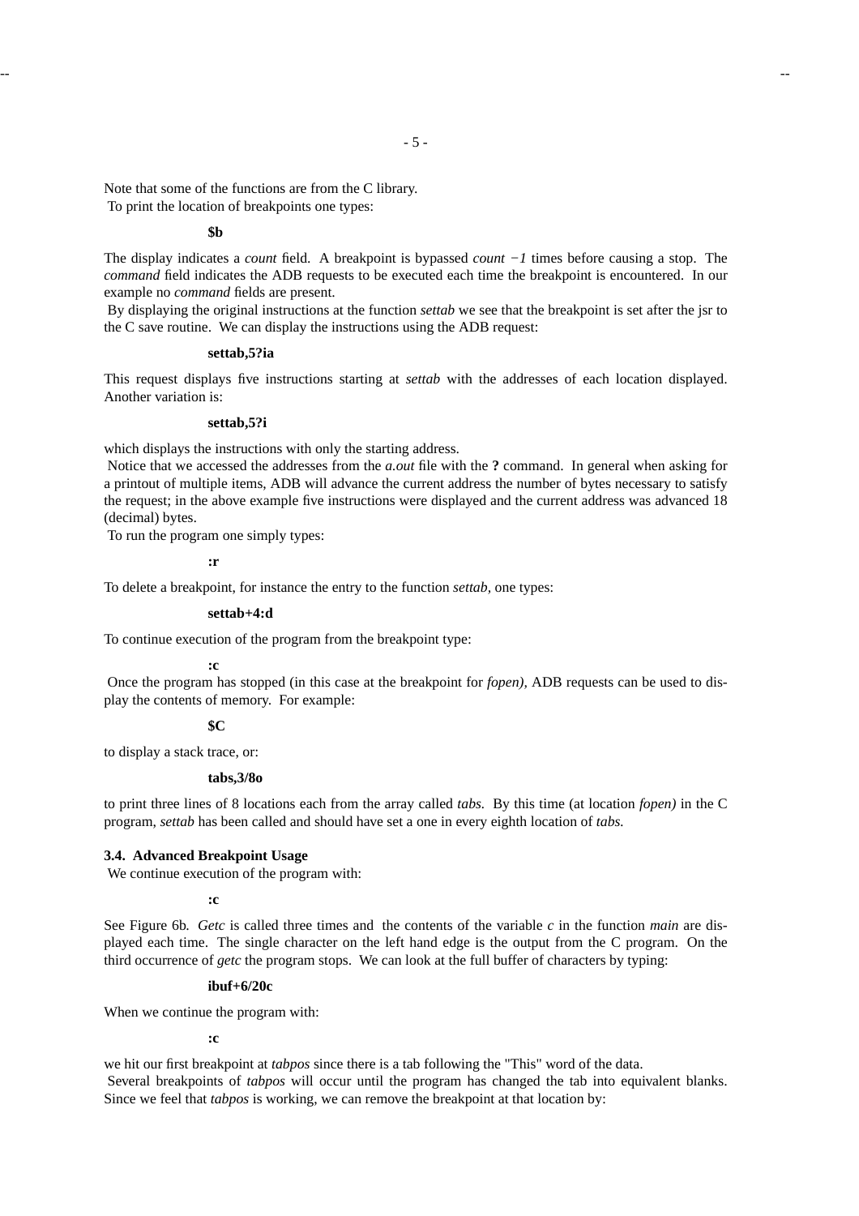Note that some of the functions are from the C library.
To print the location of breakpoints one types:

**$b**

The display indicates a *count* field. A breakpoint is bypassed *count −1* times before causing a stop. The *command* field indicates the ADB requests to be executed each time the breakpoint is encountered. In our example no *command* fields are present.

By displaying the original instructions at the function *settab* we see that the breakpoint is set after the jsr to the C save routine. We can display the instructions using the ADB request:

**settab,5?ia**

This request displays five instructions starting at *settab* with the addresses of each location displayed. Another variation is:

**settab,5?i**

which displays the instructions with only the starting address.

Notice that we accessed the addresses from the *a.out* file with the **?** command. In general when asking for a printout of multiple items, ADB will advance the current address the number of bytes necessary to satisfy the request; in the above example five instructions were displayed and the current address was advanced 18 (decimal) bytes.

To run the program one simply types:

**:r**

To delete a breakpoint, for instance the entry to the function *settab*, one types:

**settab+4:d**

To continue execution of the program from the breakpoint type:

**:c**

Once the program has stopped (in this case at the breakpoint for *fopen),* ADB requests can be used to display the contents of memory. For example:

**$C**

to display a stack trace, or:

**tabs,3/8o**

to print three lines of 8 locations each from the array called *tabs.* By this time (at location *fopen)* in the C program, *settab* has been called and should have set a one in every eighth location of *tabs.*

### 3.4. Advanced Breakpoint Usage

We continue execution of the program with:

**:c**

See Figure 6b. *Getc* is called three times and the contents of the variable *c* in the function *main* are displayed each time. The single character on the left hand edge is the output from the C program. On the third occurrence of *getc* the program stops. We can look at the full buffer of characters by typing:

**ibuf+6/20c**

When we continue the program with:

**:c**

we hit our first breakpoint at *tabpos* since there is a tab following the "This" word of the data.

Several breakpoints of *tabpos* will occur until the program has changed the tab into equivalent blanks. Since we feel that *tabpos* is working, we can remove the breakpoint at that location by: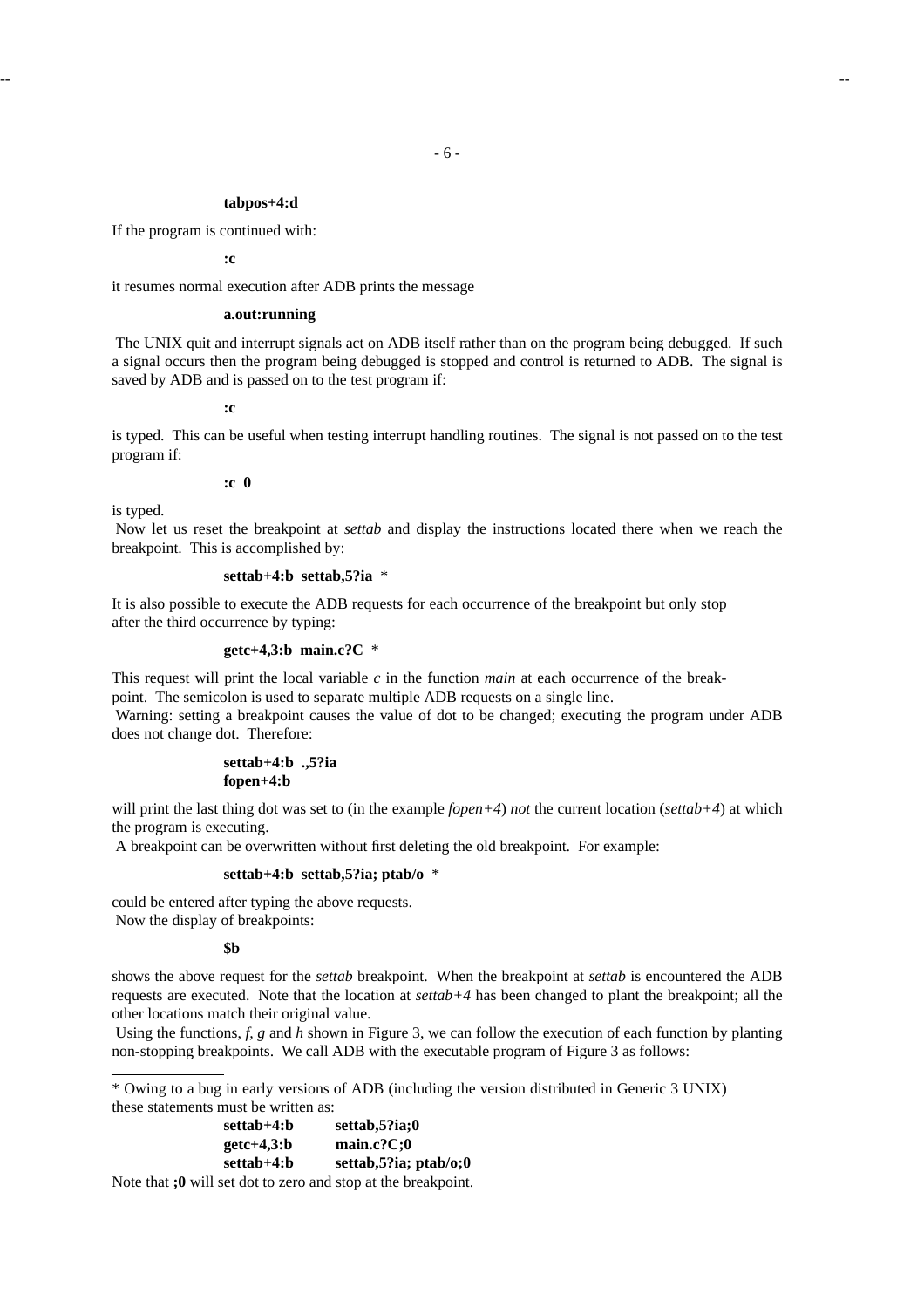**tabpos+4:d**

If the program is continued with:

**:c**

it resumes normal execution after ADB prints the message

**a.out:running**

The UNIX quit and interrupt signals act on ADB itself rather than on the program being debugged. If such a signal occurs then the program being debugged is stopped and control is returned to ADB. The signal is saved by ADB and is passed on to the test program if:

**:c**

is typed. This can be useful when testing interrupt handling routines. The signal is not passed on to the test program if:

**:c 0**

is typed.

Now let us reset the breakpoint at *settab* and display the instructions located there when we reach the breakpoint. This is accomplished by:

**settab+4:b settab,5?ia** *

It is also possible to execute the ADB requests for each occurrence of the breakpoint but only stop after the third occurrence by typing:

**getc+4,3:b main.c?C** *

This request will print the local variable *c* in the function *main* at each occurrence of the breakpoint. The semicolon is used to separate multiple ADB requests on a single line.

Warning: setting a breakpoint causes the value of dot to be changed; executing the program under ADB does not change dot. Therefore:

**settab+4:b .,5?ia**
**fopen+4:b**

will print the last thing dot was set to (in the example *fopen+4*) *not* the current location (*settab+4*) at which the program is executing.

A breakpoint can be overwritten without first deleting the old breakpoint. For example:

**settab+4:b settab,5?ia; ptab/o** *

could be entered after typing the above requests.

Now the display of breakpoints:

**$b**

shows the above request for the *settab* breakpoint. When the breakpoint at *settab* is encountered the ADB requests are executed. Note that the location at *settab+4* has been changed to plant the breakpoint; all the other locations match their original value.

Using the functions, *f, g* and *h* shown in Figure 3, we can follow the execution of each function by planting non-stopping breakpoints. We call ADB with the executable program of Figure 3 as follows:

---

* Owing to a bug in early versions of ADB (including the version distributed in Generic 3 UNIX) these statements must be written as:

```
settab+4:b      settab,5?ia;0
getc+4,3:b      main.c?C;0
settab+4:b      settab,5?ia; ptab/o;0
```

Note that **;0** will set dot to zero and stop at the breakpoint.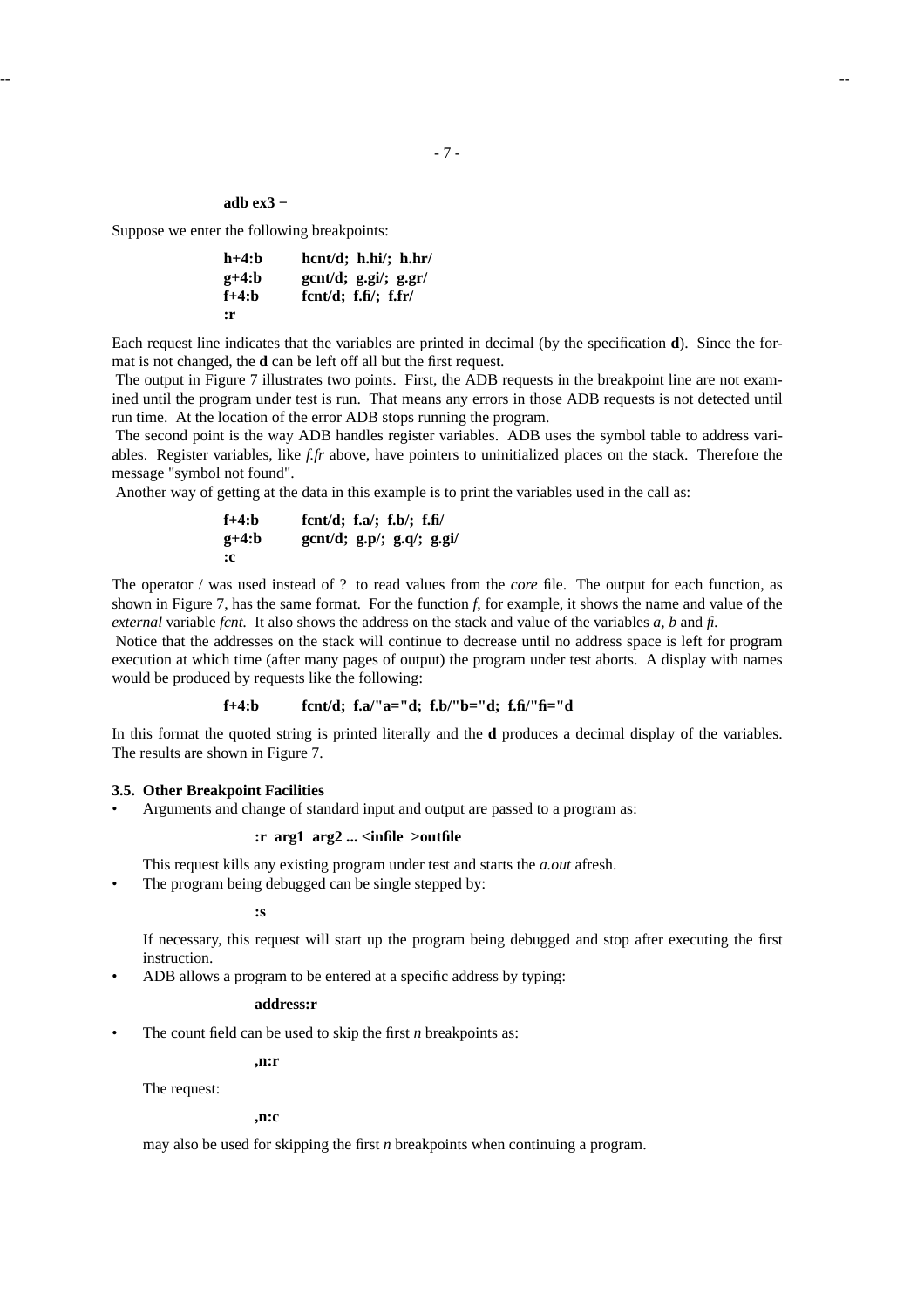**adb ex3 −**

Suppose we enter the following breakpoints:

```
h+4:b     hcnt/d;  h.hi/;  h.hr/
g+4:b     gcnt/d;  g.gi/;  g.gr/
f+4:b     fcnt/d;  f.fi/;  f.fr/
:r
```

Each request line indicates that the variables are printed in decimal (by the specification **d**). Since the format is not changed, the **d** can be left off all but the first request.

The output in Figure 7 illustrates two points. First, the ADB requests in the breakpoint line are not examined until the program under test is run. That means any errors in those ADB requests is not detected until run time. At the location of the error ADB stops running the program.

The second point is the way ADB handles register variables. ADB uses the symbol table to address variables. Register variables, like *f.fr* above, have pointers to uninitialized places on the stack. Therefore the message "symbol not found".

Another way of getting at the data in this example is to print the variables used in the call as:

```
f+4:b     fcnt/d;  f.a/;  f.b/;  f.fi/
g+4:b     gcnt/d;  g.p/;  g.q/;  g.gi/
:c
```

The operator / was used instead of ? to read values from the *core* file. The output for each function, as shown in Figure 7, has the same format. For the function *f*, for example, it shows the name and value of the *external* variable *fcnt*. It also shows the address on the stack and value of the variables *a*, *b* and *fi*.

Notice that the addresses on the stack will continue to decrease until no address space is left for program execution at which time (after many pages of output) the program under test aborts. A display with names would be produced by requests like the following:

```
f+4:b     fcnt/d;  f.a/"a="d;  f.b/"b="d;  f.fi/"fi="d
```

In this format the quoted string is printed literally and the **d** produces a decimal display of the variables. The results are shown in Figure 7.

### 3.5. Other Breakpoint Facilities

- Arguments and change of standard input and output are passed to a program as:

  ```
  :r  arg1  arg2 ... <infile  >outfile
  ```

  This request kills any existing program under test and starts the *a.out* afresh.

- The program being debugged can be single stepped by:

  ```
  :s
  ```

  If necessary, this request will start up the program being debugged and stop after executing the first instruction.

- ADB allows a program to be entered at a specific address by typing:

  ```
  address:r
  ```

- The count field can be used to skip the first *n* breakpoints as:

  ```
  ,n:r
  ```

  The request:

  ```
  ,n:c
  ```

  may also be used for skipping the first *n* breakpoints when continuing a program.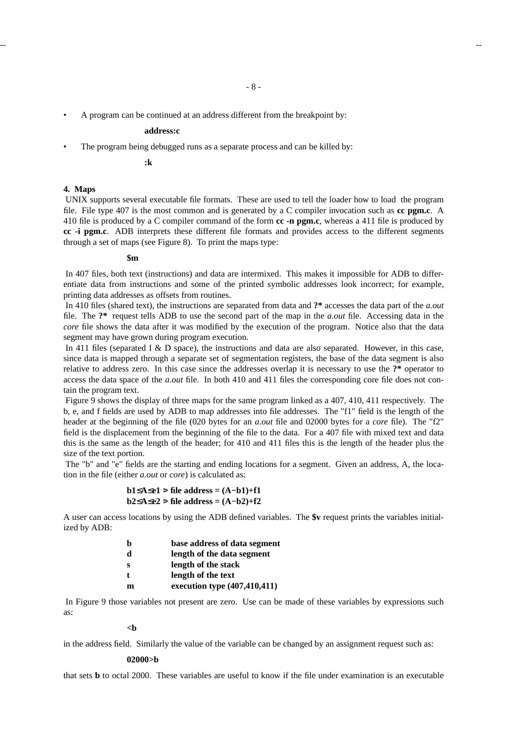- A program can be continued at an address different from the breakpoint by:

  **address:c**

- The program being debugged runs as a separate process and can be killed by:

  **:k**

## 4. Maps

UNIX supports several executable file formats. These are used to tell the loader how to load the program file. File type 407 is the most common and is generated by a C compiler invocation such as **cc pgm.c**. A 410 file is produced by a C compiler command of the form **cc -n pgm.c**, whereas a 411 file is produced by **cc -i pgm.c**. ADB interprets these different file formats and provides access to the different segments through a set of maps (see Figure 8). To print the maps type:

**$m**

In 407 files, both text (instructions) and data are intermixed. This makes it impossible for ADB to differentiate data from instructions and some of the printed symbolic addresses look incorrect; for example, printing data addresses as offsets from routines.

In 410 files (shared text), the instructions are separated from data and **?*** accesses the data part of the *a.out* file. The **?*** request tells ADB to use the second part of the map in the *a.out* file. Accessing data in the *core* file shows the data after it was modified by the execution of the program. Notice also that the data segment may have grown during program execution.

In 411 files (separated I & D space), the instructions and data are also separated. However, in this case, since data is mapped through a separate set of segmentation registers, the base of the data segment is also relative to address zero. In this case since the addresses overlap it is necessary to use the **?*** operator to access the data space of the *a.out* file. In both 410 and 411 files the corresponding core file does not contain the program text.

Figure 9 shows the display of three maps for the same program linked as a 407, 410, 411 respectively. The b, e, and f fields are used by ADB to map addresses into file addresses. The "f1" field is the length of the header at the beginning of the file (020 bytes for an *a.out* file and 02000 bytes for a *core* file). The "f2" field is the displacement from the beginning of the file to the data. For a 407 file with mixed text and data this is the same as the length of the header; for 410 and 411 files this is the length of the header plus the size of the text portion.

The "b" and "e" fields are the starting and ending locations for a segment. Given an address, A, the location in the file (either *a.out* or *core*) is calculated as:

$$b1 \leq A \leq e1 \Rightarrow \text{file address} = (A - b1) + f1$$
$$b2 \leq A \leq e2 \Rightarrow \text{file address} = (A - b2) + f2$$

A user can access locations by using the ADB defined variables. The **$v** request prints the variables initialized by ADB:

| | |
|---|---|
| **b** | **base address of data segment** |
| **d** | **length of the data segment** |
| **s** | **length of the stack** |
| **t** | **length of the text** |
| **m** | **execution type (407,410,411)** |

In Figure 9 those variables not present are zero. Use can be made of these variables by expressions such as:

**<b**

in the address field. Similarly the value of the variable can be changed by an assignment request such as:

**02000>b**

that sets **b** to octal 2000. These variables are useful to know if the file under examination is an executable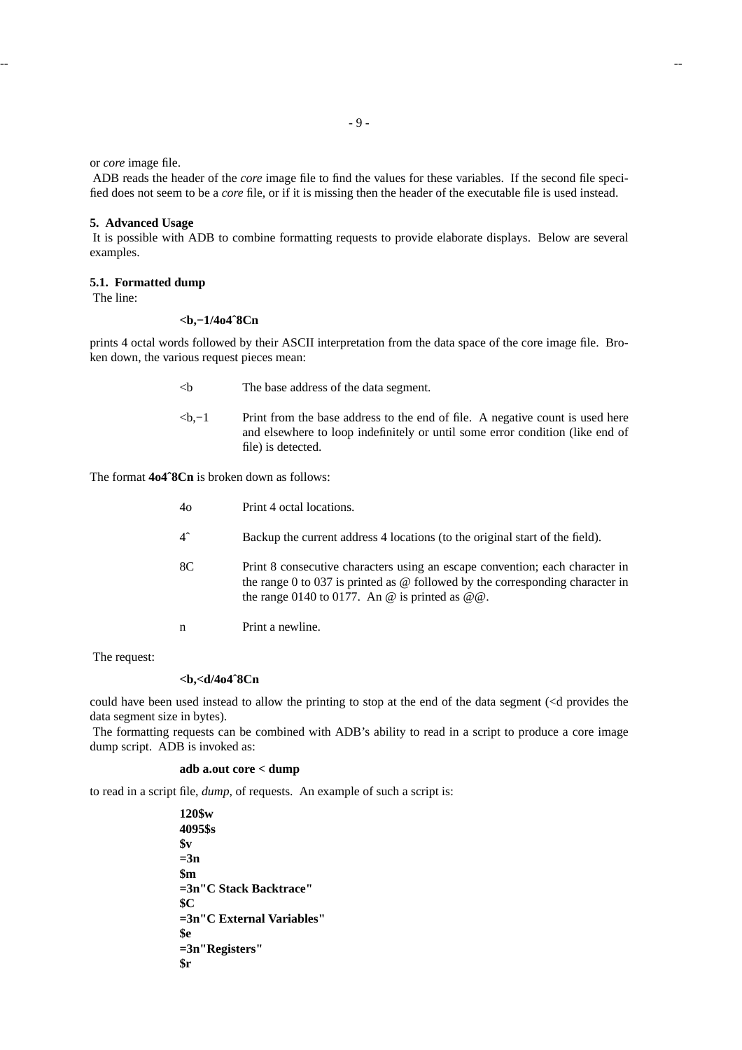or *core* image file.

ADB reads the header of the *core* image file to find the values for these variables. If the second file specified does not seem to be a *core* file, or if it is missing then the header of the executable file is used instead.

## 5. Advanced Usage

It is possible with ADB to combine formatting requests to provide elaborate displays. Below are several examples.

### 5.1. Formatted dump

The line:

```
<b,−1/4o4ˆ8Cn
```

prints 4 octal words followed by their ASCII interpretation from the data space of the core image file. Broken down, the various request pieces mean:

| | |
|---|---|
| <b | The base address of the data segment. |
| <b,−1 | Print from the base address to the end of file. A negative count is used here and elsewhere to loop indefinitely or until some error condition (like end of file) is detected. |

The format **4o4ˆ8Cn** is broken down as follows:

| | |
|---|---|
| 4o | Print 4 octal locations. |
| 4ˆ | Backup the current address 4 locations (to the original start of the field). |
| 8C | Print 8 consecutive characters using an escape convention; each character in the range 0 to 037 is printed as @ followed by the corresponding character in the range 0140 to 0177. An @ is printed as @@. |
| n | Print a newline. |

The request:

```
<b,<d/4o4ˆ8Cn
```

could have been used instead to allow the printing to stop at the end of the data segment (<d provides the data segment size in bytes).

The formatting requests can be combined with ADB's ability to read in a script to produce a core image dump script. ADB is invoked as:

```
adb a.out core < dump
```

to read in a script file, *dump*, of requests. An example of such a script is:

```
120$w
4095$s
$v
=3n
$m
=3n"C Stack Backtrace"
$C
=3n"C External Variables"
$e
=3n"Registers"
$r
```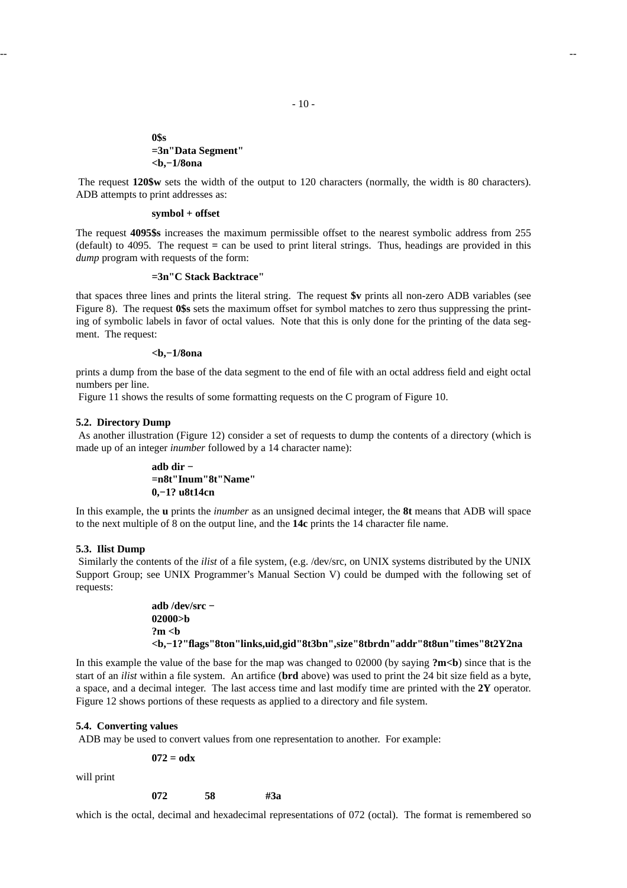```
0$s
=3n"Data Segment"
<b,−1/8ona
```

The request **120$w** sets the width of the output to 120 characters (normally, the width is 80 characters). ADB attempts to print addresses as:

```
symbol + offset
```

The request **4095$s** increases the maximum permissible offset to the nearest symbolic address from 255 (default) to 4095. The request **=** can be used to print literal strings. Thus, headings are provided in this *dump* program with requests of the form:

```
=3n"C Stack Backtrace"
```

that spaces three lines and prints the literal string. The request **$v** prints all non-zero ADB variables (see Figure 8). The request **0$s** sets the maximum offset for symbol matches to zero thus suppressing the printing of symbolic labels in favor of octal values. Note that this is only done for the printing of the data segment. The request:

```
<b,−1/8ona
```

prints a dump from the base of the data segment to the end of file with an octal address field and eight octal numbers per line.

Figure 11 shows the results of some formatting requests on the C program of Figure 10.

### 5.2. Directory Dump

As another illustration (Figure 12) consider a set of requests to dump the contents of a directory (which is made up of an integer *inumber* followed by a 14 character name):

```
adb dir −
=n8t"Inum"8t"Name"
0,−1? u8t14cn
```

In this example, the **u** prints the *inumber* as an unsigned decimal integer, the **8t** means that ADB will space to the next multiple of 8 on the output line, and the **14c** prints the 14 character file name.

### 5.3. Ilist Dump

Similarly the contents of the *ilist* of a file system, (e.g. /dev/src, on UNIX systems distributed by the UNIX Support Group; see UNIX Programmer's Manual Section V) could be dumped with the following set of requests:

```
adb /dev/src −
02000>b
?m <b
<b,−1?"flags"8ton"links,uid,gid"8t3bn",size"8tbrdn"addr"8t8un"times"8t2Y2na
```

In this example the value of the base for the map was changed to 02000 (by saying **?m<b**) since that is the start of an *ilist* within a file system. An artifice (**brd** above) was used to print the 24 bit size field as a byte, a space, and a decimal integer. The last access time and last modify time are printed with the **2Y** operator. Figure 12 shows portions of these requests as applied to a directory and file system.

### 5.4. Converting values

ADB may be used to convert values from one representation to another. For example:

```
072 = odx
```

will print

```
072     58      #3a
```

which is the octal, decimal and hexadecimal representations of 072 (octal). The format is remembered so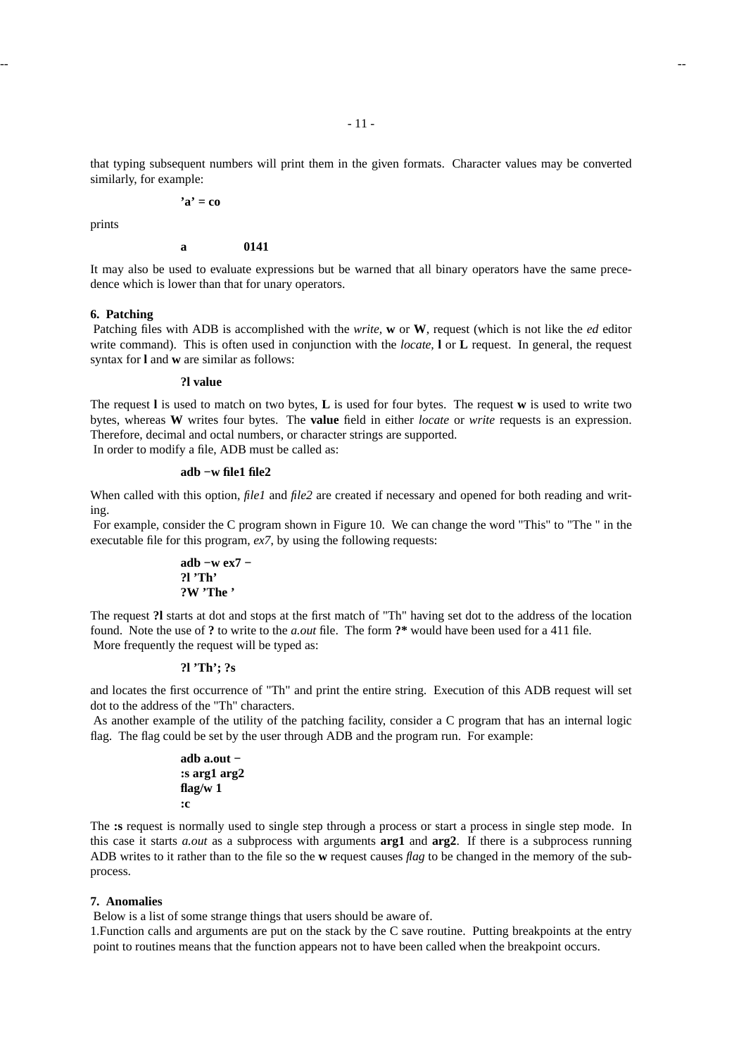that typing subsequent numbers will print them in the given formats. Character values may be converted similarly, for example:

```
'a' = co
```

prints

```
a        0141
```

It may also be used to evaluate expressions but be warned that all binary operators have the same precedence which is lower than that for unary operators.

## 6. Patching

Patching files with ADB is accomplished with the *write*, **w** or **W**, request (which is not like the *ed* editor write command). This is often used in conjunction with the *locate*, **l** or **L** request. In general, the request syntax for **l** and **w** are similar as follows:

```
?l value
```

The request **l** is used to match on two bytes, **L** is used for four bytes. The request **w** is used to write two bytes, whereas **W** writes four bytes. The **value** field in either *locate* or *write* requests is an expression. Therefore, decimal and octal numbers, or character strings are supported.

In order to modify a file, ADB must be called as:

```
adb −w file1 file2
```

When called with this option, *file1* and *file2* are created if necessary and opened for both reading and writing.

For example, consider the C program shown in Figure 10. We can change the word "This" to "The " in the executable file for this program, *ex7*, by using the following requests:

```
adb −w ex7 −
?l 'Th'
?W 'The '
```

The request **?l** starts at dot and stops at the first match of "Th" having set dot to the address of the location found. Note the use of **?** to write to the *a.out* file. The form **?*** would have been used for a 411 file.

More frequently the request will be typed as:

```
?l 'Th'; ?s
```

and locates the first occurrence of "Th" and print the entire string. Execution of this ADB request will set dot to the address of the "Th" characters.

As another example of the utility of the patching facility, consider a C program that has an internal logic flag. The flag could be set by the user through ADB and the program run. For example:

```
adb a.out −
:s arg1 arg2
flag/w 1
:c
```

The **:s** request is normally used to single step through a process or start a process in single step mode. In this case it starts *a.out* as a subprocess with arguments **arg1** and **arg2**. If there is a subprocess running ADB writes to it rather than to the file so the **w** request causes *flag* to be changed in the memory of the subprocess.

## 7. Anomalies

Below is a list of some strange things that users should be aware of.

1. Function calls and arguments are put on the stack by the C save routine. Putting breakpoints at the entry point to routines means that the function appears not to have been called when the breakpoint occurs.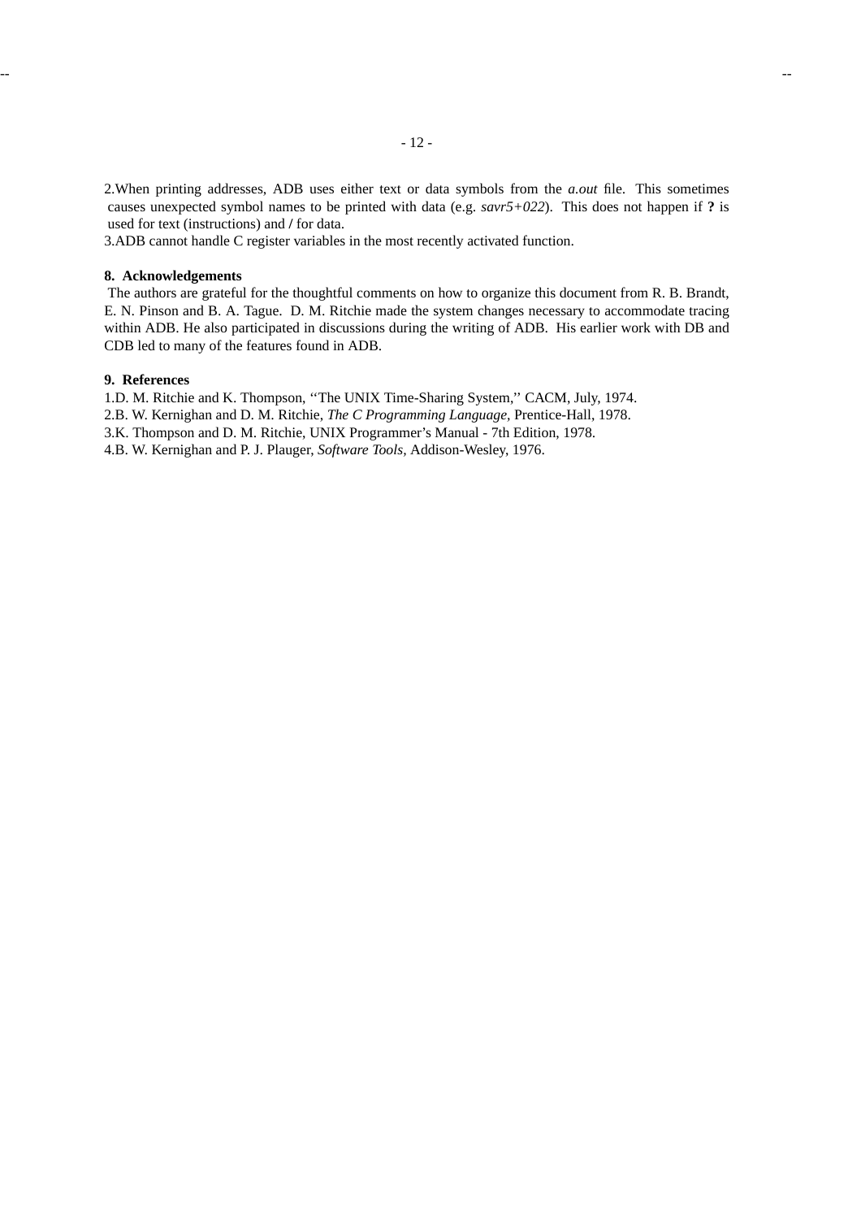2. When printing addresses, ADB uses either text or data symbols from the *a.out* file. This sometimes causes unexpected symbol names to be printed with data (e.g. *savr5+022*). This does not happen if **?** is used for text (instructions) and **/** for data.

3. ADB cannot handle C register variables in the most recently activated function.

## 8. Acknowledgements

The authors are grateful for the thoughtful comments on how to organize this document from R. B. Brandt, E. N. Pinson and B. A. Tague. D. M. Ritchie made the system changes necessary to accommodate tracing within ADB. He also participated in discussions during the writing of ADB. His earlier work with DB and CDB led to many of the features found in ADB.

## 9. References

1. D. M. Ritchie and K. Thompson, ''The UNIX Time-Sharing System,'' CACM, July, 1974.
2. B. W. Kernighan and D. M. Ritchie, *The C Programming Language,* Prentice-Hall, 1978.
3. K. Thompson and D. M. Ritchie, UNIX Programmer's Manual - 7th Edition, 1978.
4. B. W. Kernighan and P. J. Plauger, *Software Tools*, Addison-Wesley, 1976.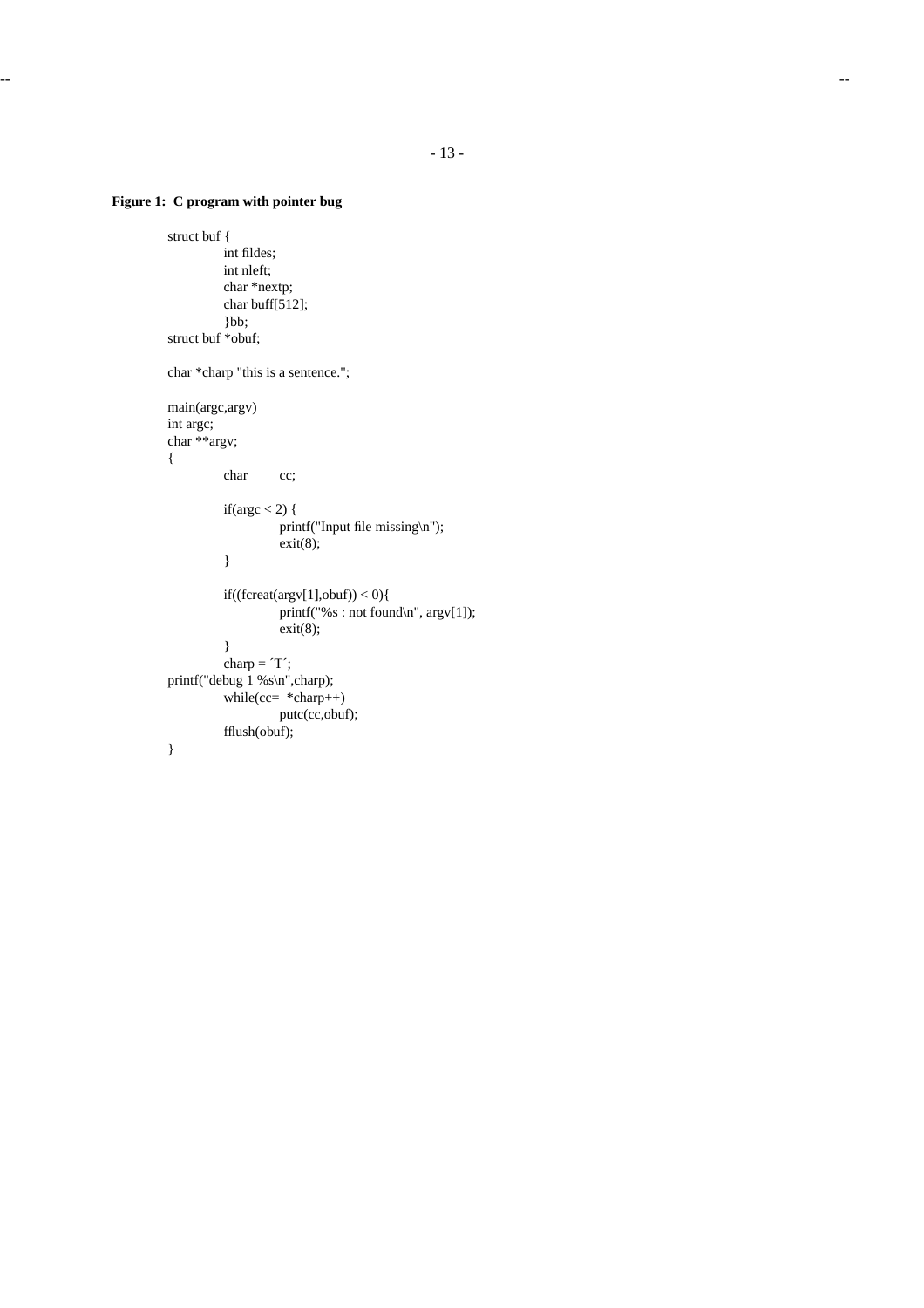**Figure 1: C program with pointer bug**

```
struct buf {
        int fildes;
        int nleft;
        char *nextp;
        char buff[512];
        }bb;
struct buf *obuf;

char *charp "this is a sentence.";

main(argc,argv)
int argc;
char **argv;
{
        char    cc;

        if(argc < 2) {
                printf("Input file missing\n");
                exit(8);
        }

        if((fcreat(argv[1],obuf)) < 0){
                printf("%s : not found\n", argv[1]);
                exit(8);
        }
        charp = ´T´;
printf("debug 1 %s\n",charp);
        while(cc= *charp++)
                putc(cc,obuf);
        fflush(obuf);
}
```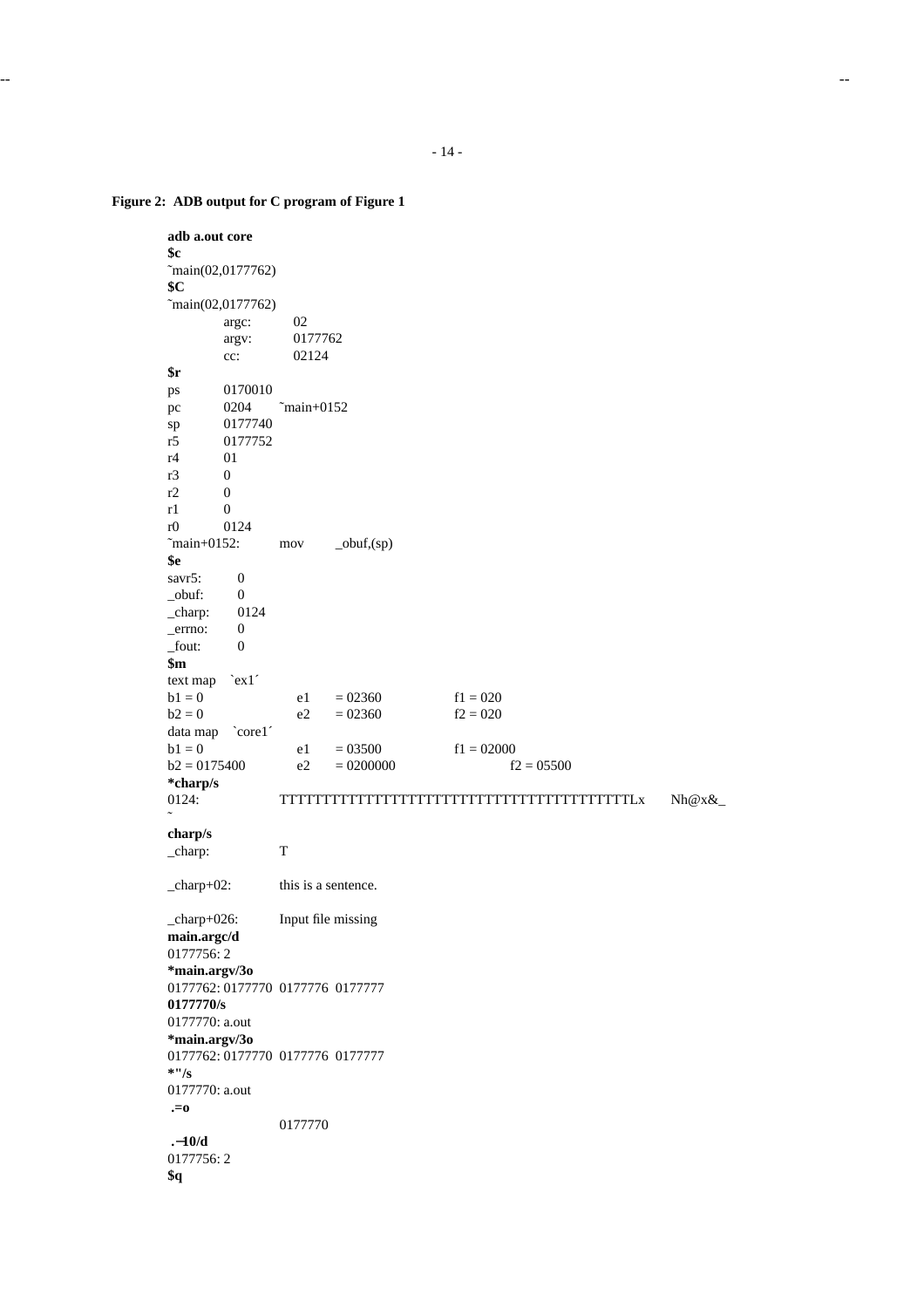**Figure 2: ADB output for C program of Figure 1**

```
adb a.out core
$c
~main(02,0177762)
$C
~main(02,0177762)
        argc:     02
        argv:     0177762
        cc:       02124
$r
ps      0170010
pc      0204      ~main+0152
sp      0177740
r5      0177752
r4      01
r3      0
r2      0
r1      0
r0      0124
~main+0152:       mov     _obuf,(sp)
$e
savr5:    0
_obuf:    0
_charp:   0124
_errno:   0
_fout:    0
$m
text map   `ex1´
b1 = 0              e1    = 02360          f1 = 020
b2 = 0              e2    = 02360          f2 = 020
data map   `core1´
b1 = 0              e1    = 03500          f1 = 02000
b2 = 0175400        e2    = 0200000              f2 = 05500
*charp/s
0124:             TTTTTTTTTTTTTTTTTTTTTTTTTTTTTTTTTTTTTTTTLx      Nh@x&_
~
charp/s
_charp:           T

_charp+02:        this is a sentence.

_charp+026:       Input file missing
main.argc/d
0177756: 2
*main.argv/3o
0177762: 0177770  0177776  0177777
0177770/s
0177770: a.out
*main.argv/3o
0177762: 0177770  0177776  0177777
*"/s
0177770: a.out
 .=o
                  0177770
 .−10/d
0177756: 2
$q
```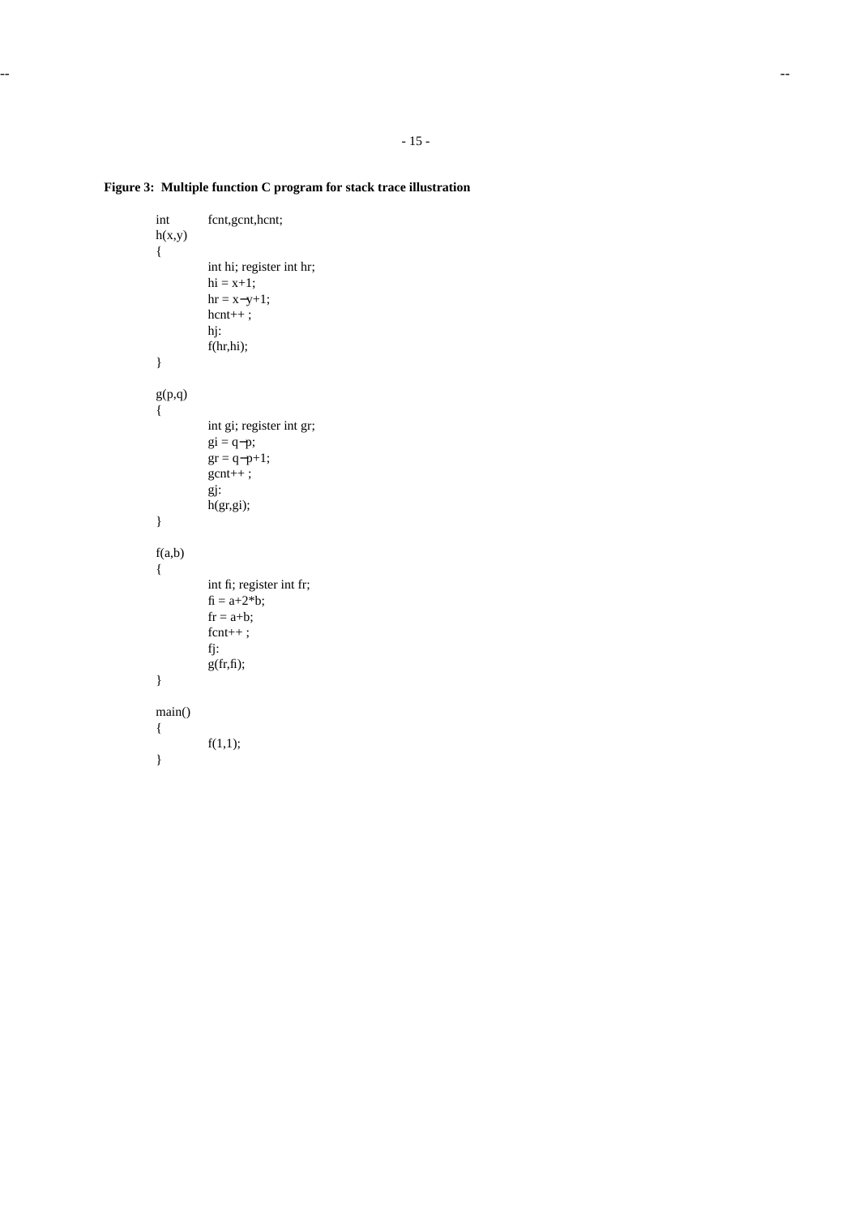**Figure 3: Multiple function C program for stack trace illustration**

```
int     fcnt,gcnt,hcnt;
h(x,y)
{
        int hi; register int hr;
        hi = x+1;
        hr = x−y+1;
        hcnt++ ;
        hj:
        f(hr,hi);
}

g(p,q)
{
        int gi; register int gr;
        gi = q−p;
        gr = q−p+1;
        gcnt++ ;
        gj:
        h(gr,gi);
}

f(a,b)
{
        int fi; register int fr;
        fi = a+2*b;
        fr = a+b;
        fcnt++ ;
        fj:
        g(fr,fi);
}

main()
{
        f(1,1);
}
```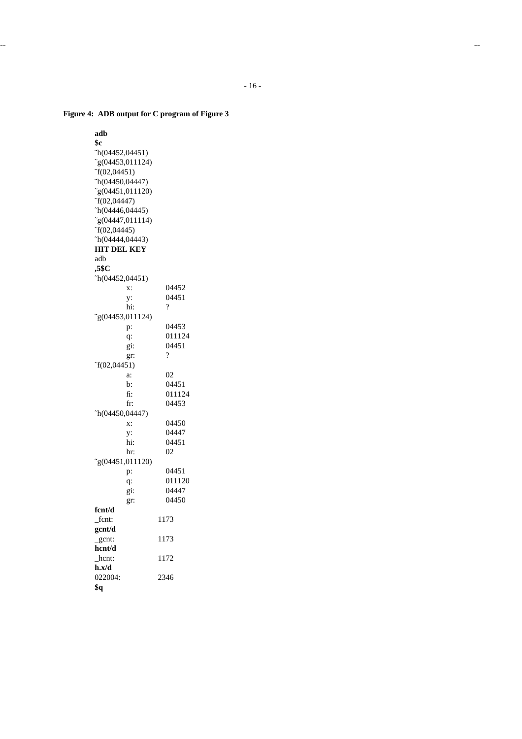**Figure 4: ADB output for C program of Figure 3**

```
adb
$c
˜h(04452,04451)
˜g(04453,011124)
˜f(02,04451)
˜h(04450,04447)
˜g(04451,011120)
˜f(02,04447)
˜h(04446,04445)
˜g(04447,011114)
˜f(02,04445)
˜h(04444,04443)
HIT DEL KEY
adb
,5$C
˜h(04452,04451)
        x:      04452
        y:      04451
        hi:     ?
˜g(04453,011124)
        p:      04453
        q:      011124
        gi:     04451
        gr:     ?
˜f(02,04451)
        a:      02
        b:      04451
        fi:     011124
        fr:     04453
˜h(04450,04447)
        x:      04450
        y:      04447
        hi:     04451
        hr:     02
˜g(04451,011120)
        p:      04451
        q:      011120
        gi:     04447
        gr:     04450
fcnt/d
_fcnt:          1173
gcnt/d
_gcnt:          1173
hcnt/d
_hcnt:          1172
h.x/d
022004:         2346
$q
```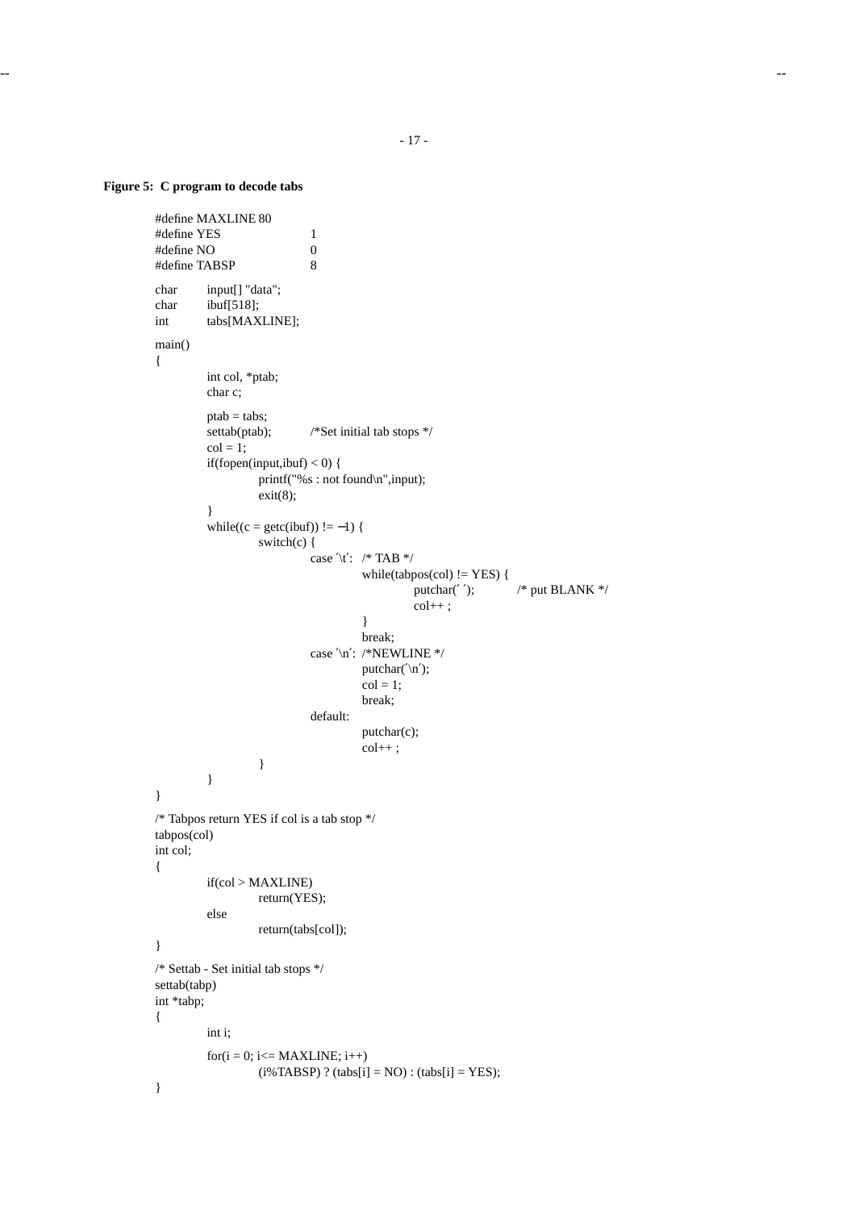**Figure 5: C program to decode tabs**

```
#define MAXLINE 80
#define YES         1
#define NO          0
#define TABSP       8

char    input[] "data";
char    ibuf[518];
int     tabs[MAXLINE];

main()
{
        int col, *ptab;
        char c;

        ptab = tabs;
        settab(ptab);       /*Set initial tab stops */
        col = 1;
        if(fopen(input,ibuf) < 0) {
                printf("%s : not found\n",input);
                exit(8);
        }
        while((c = getc(ibuf)) != −1) {
                switch(c) {
                        case ´\t´:  /* TAB */
                                while(tabpos(col) != YES) {
                                        putchar(´ ´);       /* put BLANK */
                                        col++ ;
                                }
                                break;
                        case ´\n´:  /*NEWLINE */
                                putchar(´\n´);
                                col = 1;
                                break;
                        default:
                                putchar(c);
                                col++ ;
                }
        }
}

/* Tabpos return YES if col is a tab stop */
tabpos(col)
int col;
{
        if(col > MAXLINE)
                return(YES);
        else
                return(tabs[col]);
}

/* Settab - Set initial tab stops */
settab(tabp)
int *tabp;
{
        int i;

        for(i = 0; i<= MAXLINE; i++)
                (i%TABSP) ? (tabs[i] = NO) : (tabs[i] = YES);
}
```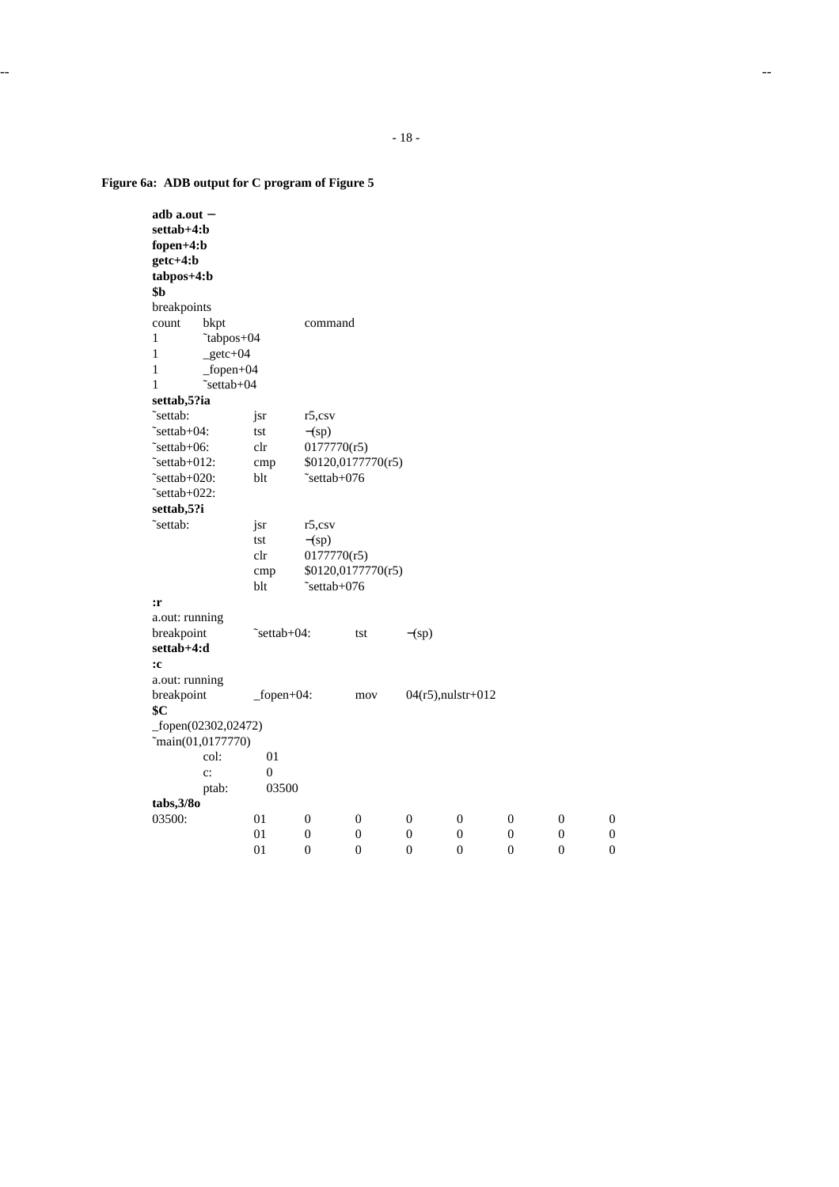**Figure 6a: ADB output for C program of Figure 5**

```
adb a.out −
settab+4:b
fopen+4:b
getc+4:b
tabpos+4:b
$b
breakpoints
count   bkpt            command
1       ~tabpos+04
1       _getc+04
1       _fopen+04
1       ~settab+04
settab,5?ia
~settab:          jsr     r5,csv
~settab+04:       tst     −(sp)
~settab+06:       clr     0177770(r5)
~settab+012:      cmp     $0120,0177770(r5)
~settab+020:      blt     ~settab+076
~settab+022:
settab,5?i
~settab:          jsr     r5,csv
                  tst     −(sp)
                  clr     0177770(r5)
                  cmp     $0120,0177770(r5)
                  blt     ~settab+076
:r
a.out: running
breakpoint        ~settab+04:       tst     −(sp)
settab+4:d
:c
a.out: running
breakpoint        _fopen+04:        mov     04(r5),nulstr+012
$C
_fopen(02302,02472)
~main(01,0177770)
        col:      01
        c:        0
        ptab:     03500
tabs,3/8o
03500:            01      0       0       0       0       0       0       0
                  01      0       0       0       0       0       0       0
                  01      0       0       0       0       0       0       0
```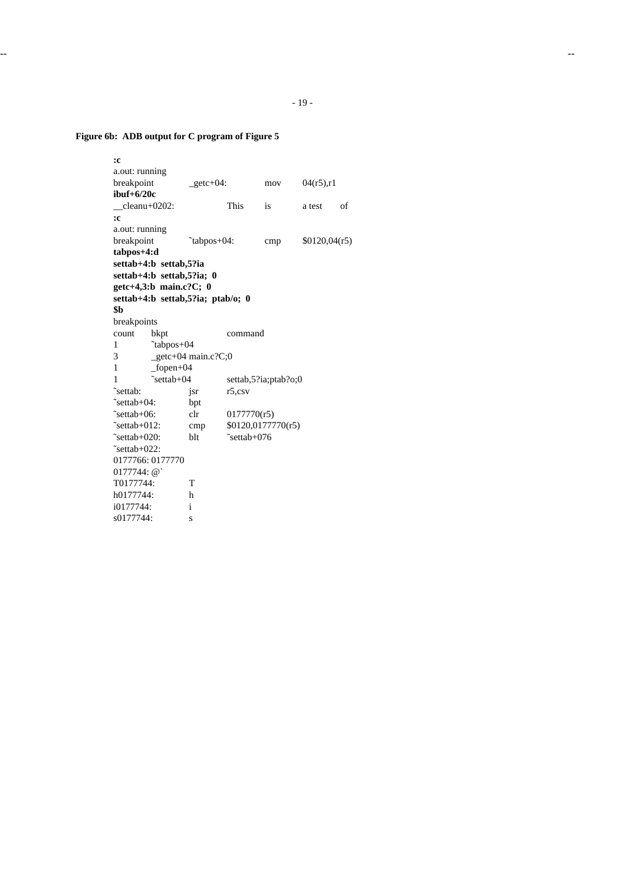**Figure 6b: ADB output for C program of Figure 5**

```
:c
a.out: running
breakpoint      _getc+04:       mov     04(r5),r1
ibuf+6/20c
__cleanu+0202:          This    is      a test     of
:c
a.out: running
breakpoint      ~tabpos+04:     cmp     $0120,04(r5)
tabpos+4:d
settab+4:b  settab,5?ia
settab+4:b  settab,5?ia;  0
getc+4,3:b  main.c?C;  0
settab+4:b  settab,5?ia;  ptab/o;  0
$b
breakpoints
count   bkpt            command
1       ~tabpos+04
3       _getc+04 main.c?C;0
1       _fopen+04
1       ~settab+04      settab,5?ia;ptab?o;0
~settab:        jsr     r5,csv
~settab+04:     bpt
~settab+06:     clr     0177770(r5)
~settab+012:    cmp     $0120,0177770(r5)
~settab+020:    blt     ~settab+076
~settab+022:
0177766: 0177770
0177744: @`
T0177744:       T
h0177744:       h
i0177744:       i
s0177744:       s
```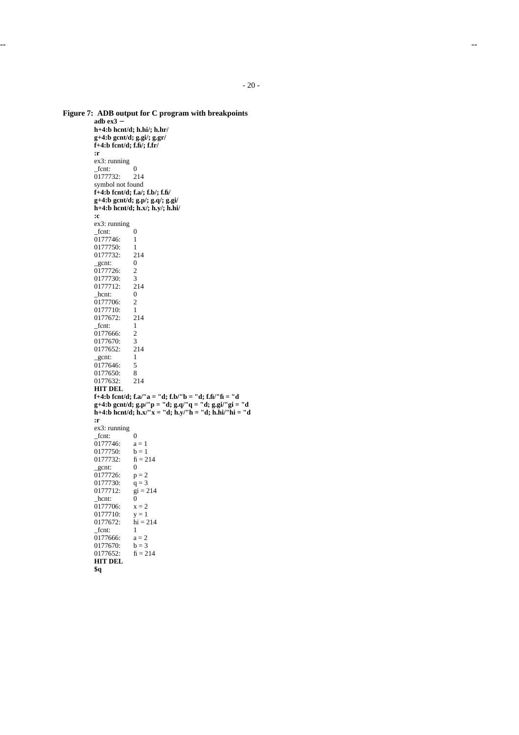**Figure 7: ADB output for C program with breakpoints**

```
adb ex3 −
h+4:b hcnt/d; h.hi/; h.hr/
g+4:b gcnt/d; g.gi/; g.gr/
f+4:b fcnt/d; f.fi/; f.fr/
:r
ex3: running
_fcnt:          0
0177732:        214
symbol not found
f+4:b fcnt/d; f.a/; f.b/; f.fi/
g+4:b gcnt/d; g.p/; g.q/; g.gi/
h+4:b hcnt/d; h.x/; h.y/; h.hi/
:c
ex3: running
_fcnt:          0
0177746:        1
0177750:        1
0177732:        214
_gcnt:          0
0177726:        2
0177730:        3
0177712:        214
_hcnt:          0
0177706:        2
0177710:        1
0177672:        214
_fcnt:          1
0177666:        2
0177670:        3
0177652:        214
_gcnt:          1
0177646:        5
0177650:        8
0177632:        214
HIT DEL
f+4:b fcnt/d; f.a/"a = "d; f.b/"b = "d; f.fi/"fi = "d
g+4:b gcnt/d; g.p/"p = "d; g.q/"q = "d; g.gi/"gi = "d
h+4:b hcnt/d; h.x/"x = "d; h.y/"h = "d; h.hi/"hi = "d
:r
ex3: running
_fcnt:          0
0177746:        a = 1
0177750:        b = 1
0177732:        fi = 214
_gcnt:          0
0177726:        p = 2
0177730:        q = 3
0177712:        gi = 214
_hcnt:          0
0177706:        x = 2
0177710:        y = 1
0177672:        hi = 214
_fcnt:          1
0177666:        a = 2
0177670:        b = 3
0177652:        fi = 214
HIT DEL
$q
```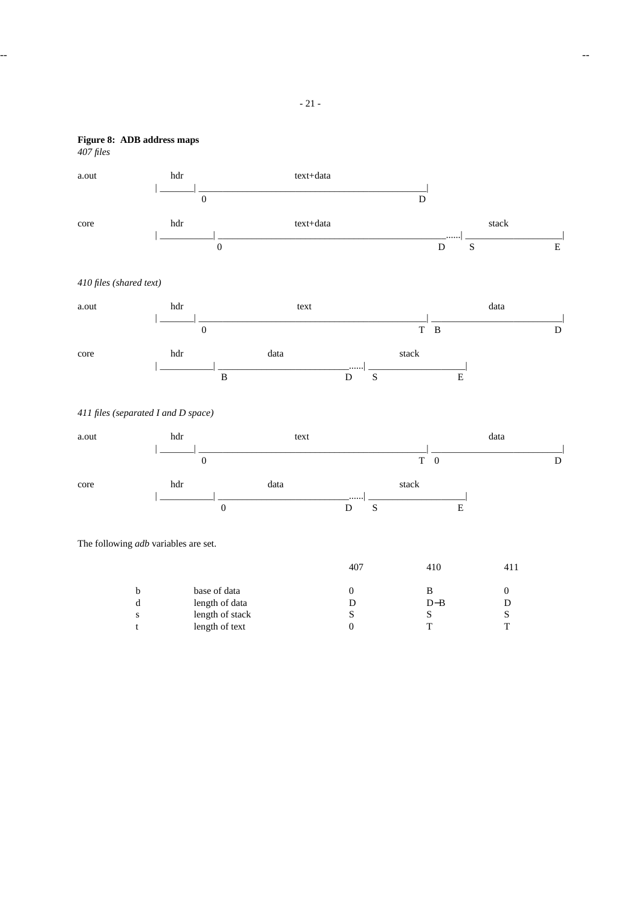**Figure 8: ADB address maps**

*407 files*

```
a.out         hdr                     text+data
          | _______| _______________________________________________|
                   0                                                D

core          hdr                     text+data                                      stack
          | ___________| _______________________________________________......| ___________________|
                       0                                              D      S                     E
```

*410 files (shared text)*

```
a.out         hdr                     text                                      data
          | _______| _______________________________________________| __________________________|
                   0                                              T  B                          D

core          hdr               data                          stack
          | ___________| ___________________________......| ___________________|
                       B                           D      S                    E
```

*411 files (separated I and D space)*

```
a.out         hdr                     text                                      data
          | _______| _______________________________________________| __________________________|
                   0                                              T  0                          D

core          hdr               data                          stack
          | ___________| ___________________________......| ___________________|
                       0                           D      S                    E
```

The following *adb* variables are set.

| | | 407 | 410 | 411 |
|---|---|---|---|---|
| b | base of data | 0 | B | 0 |
| d | length of data | D | D−B | D |
| s | length of stack | S | S | S |
| t | length of text | 0 | T | T |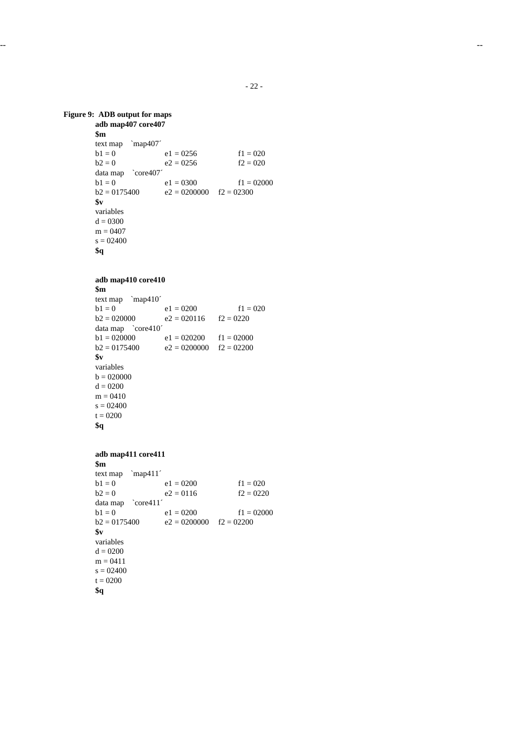**Figure 9: ADB output for maps**

```
adb map407 core407
$m
text map   `map407´
b1 = 0              e1 = 0256            f1 = 020
b2 = 0              e2 = 0256            f2 = 020
data map   `core407´
b1 = 0              e1 = 0300            f1 = 02000
b2 = 0175400        e2 = 0200000    f2 = 02300
$v
variables
d = 0300
m = 0407
s = 02400
$q
```

```
adb map410 core410
$m
text map   `map410´
b1 = 0              e1 = 0200            f1 = 020
b2 = 020000         e2 = 020116     f2 = 0220
data map   `core410´
b1 = 020000         e1 = 020200     f1 = 02000
b2 = 0175400        e2 = 0200000    f2 = 02200
$v
variables
b = 020000
d = 0200
m = 0410
s = 02400
t = 0200
$q
```

```
adb map411 core411
$m
text map   `map411´
b1 = 0              e1 = 0200            f1 = 020
b2 = 0              e2 = 0116            f2 = 0220
data map   `core411´
b1 = 0              e1 = 0200            f1 = 02000
b2 = 0175400        e2 = 0200000    f2 = 02200
$v
variables
d = 0200
m = 0411
s = 02400
t = 0200
$q
```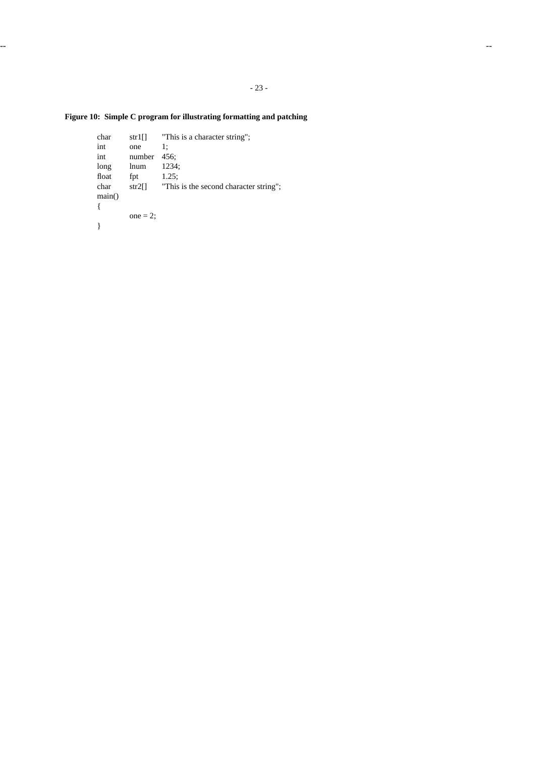**Figure 10: Simple C program for illustrating formatting and patching**

```
char    str1[]    "This is a character string";
int     one       1;
int     number    456;
long    lnum      1234;
float   fpt       1.25;
char    str2[]    "This is the second character string";
main()
{
        one = 2;
}
```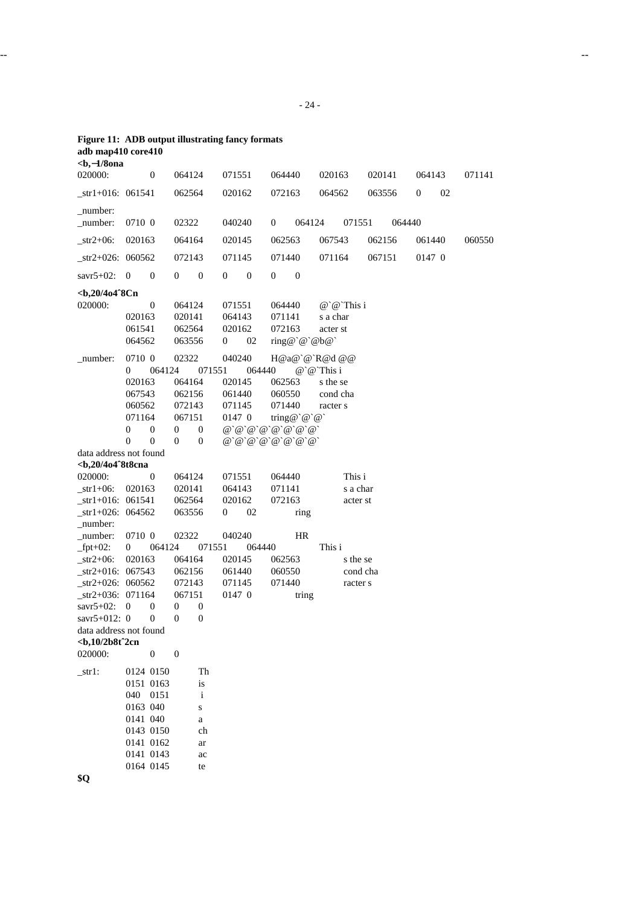**Figure 11: ADB output illustrating fancy formats**

```
adb map410 core410
<b,−1/8ona
020000:          0      064124     071551     064440     020163     020141     064143     071141
_str1+016: 061541       062564     020162     072163     064562     063556     0     02
_number:
_number:   0710 0       02322      040240     0      064124      071551     064440
_str2+06:  020163       064164     020145     062563     067543     062156     061440     060550
_str2+026: 060562       072143     071145     071440     071164     067151     0147 0
savr5+02:  0     0      0     0    0     0    0     0
<b,20/4o4ˆ8Cn
020000:          0      064124     071551     064440     @`@`This i
           020163       020141     064143     071141     s a char
           061541       062564     020162     072163     acter st
           064562       063556     0     02   ring@`@`@b@`
_number:   0710 0       02322      040240     H@a@`@`R@d @@
           0      064124      071551     064440     @`@`This i
           020163       064164     020145     062563     s the se
           067543       062156     061440     060550     cond cha
           060562       072143     071145     071440     racter s
           071164       067151     0147 0     tring@`@`@`
           0     0      0     0    @`@`@`@`@`@`@`@`
           0     0      0     0    @`@`@`@`@`@`@`@`
data address not found
<b,20/4o4ˆ8t8cna
020000:          0      064124     071551     064440          This i
_str1+06:  020163       020141     064143     071141          s a char
_str1+016: 061541       062564     020162     072163          acter st
_str1+026: 064562       063556     0     02         ring
_number:
_number:   0710 0       02322      040240         HR
_fpt+02:   0      064124      071551     064440          This i
_str2+06:  020163       064164     020145     062563          s the se
_str2+016: 067543       062156     061440     060550          cond cha
_str2+026: 060562       072143     071145     071440          racter s
_str2+036: 071164       067151     0147 0         tring
savr5+02:  0     0      0     0
savr5+012: 0     0      0     0
data address not found
<b,10/2b8tˆ2cn
020000:          0      0
_str1:     0124 0150          Th
           0151 0163          is
           040  0151           i
           0163 040           s
           0141 040           a
           0143 0150          ch
           0141 0162          ar
           0141 0143          ac
           0164 0145          te
$Q
```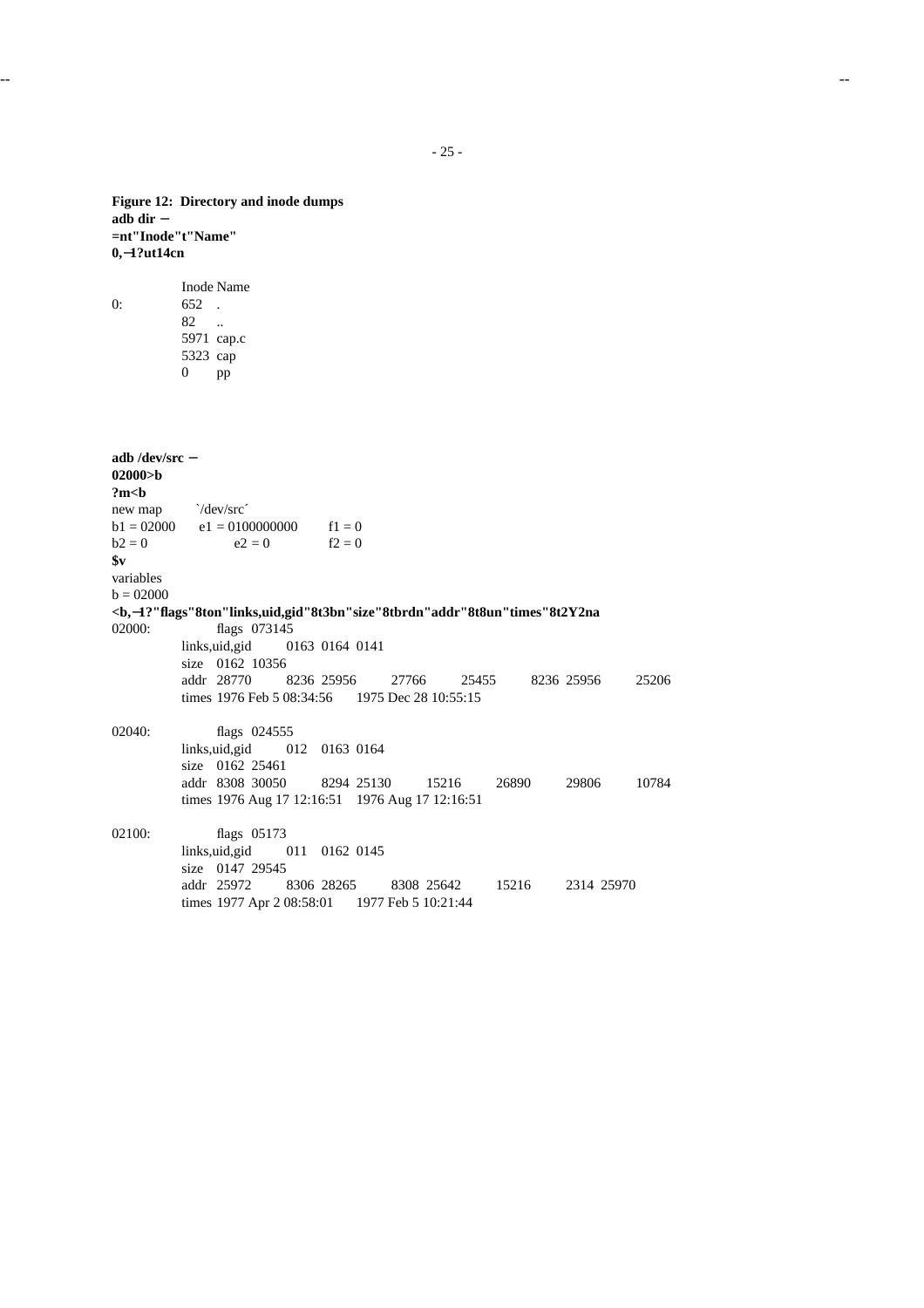**Figure 12: Directory and inode dumps**

```
adb dir −
=nt"Inode"t"Name"
0,−1?ut14cn

          Inode Name
0:        652   .
          82    ..
          5971  cap.c
          5323  cap
          0     pp
```

```
adb /dev/src −
02000>b
?m<b
new map       `/dev/src´
b1 = 02000    e1 = 0100000000    f1 = 0
b2 = 0        e2 = 0             f2 = 0
$v
variables
b = 02000
<b,−1?"flags"8ton"links,uid,gid"8t3bn"size"8tbrdn"addr"8t8un"times"8t2Y2na
02000:      flags  073145
          links,uid,gid    0163  0164  0141
          size   0162  10356
          addr   28770    8236  25956    27766    25455    8236  25956    25206
          times  1976 Feb 5 08:34:56    1975 Dec 28 10:55:15

02040:      flags  024555
          links,uid,gid    012   0163  0164
          size   0162  25461
          addr   8308  30050    8294  25130    15216    26890    29806    10784
          times  1976 Aug 17 12:16:51    1976 Aug 17 12:16:51

02100:      flags  05173
          links,uid,gid    011   0162  0145
          size   0147  29545
          addr   25972    8306  28265    8308  25642    15216    2314  25970
          times  1977 Apr 2 08:58:01    1977 Feb 5 10:21:44
```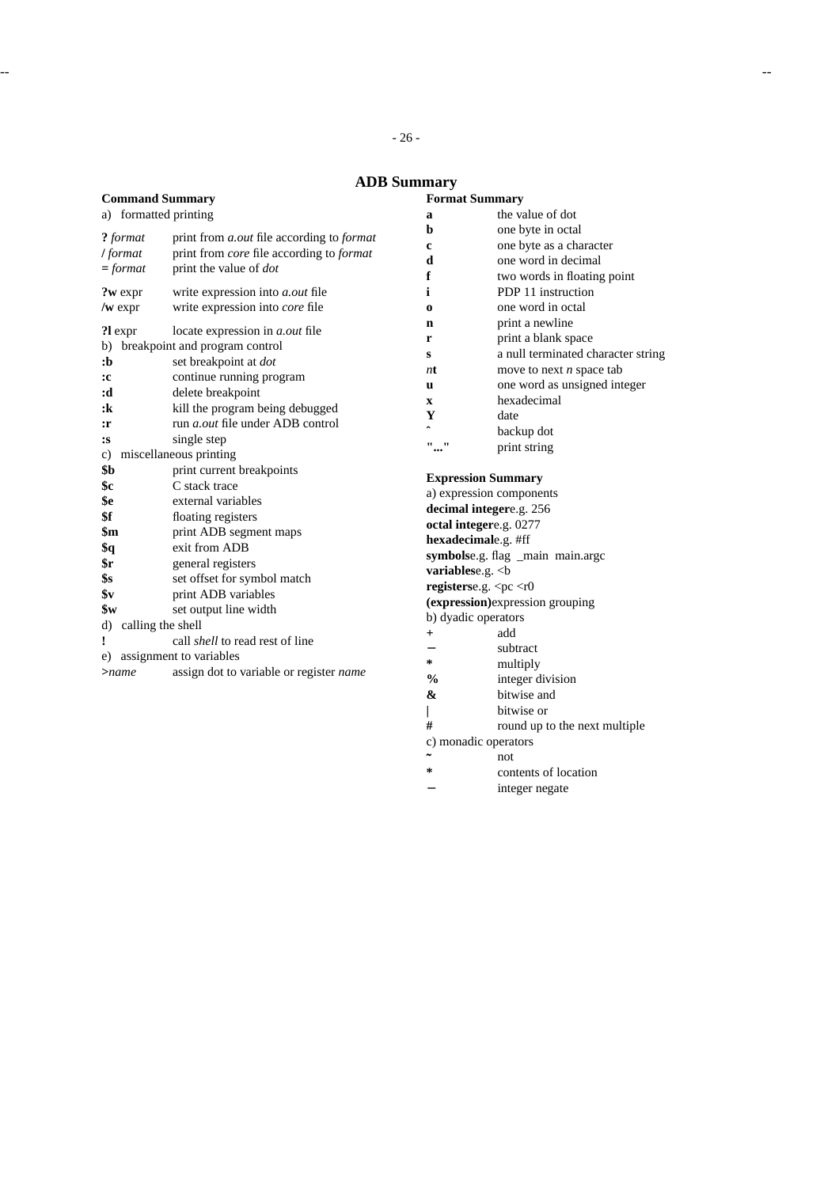# ADB Summary

**Command Summary**

a) formatted printing

| | |
|---|---|
| **?** *format* | print from *a.out* file according to *format* |
| **/** *format* | print from *core* file according to *format* |
| **=** *format* | print the value of *dot* |
| **?w** expr | write expression into *a.out* file |
| **/w** expr | write expression into *core* file |
| **?l** expr | locate expression in *a.out* file |

b) breakpoint and program control

| | |
|---|---|
| **:b** | set breakpoint at *dot* |
| **:c** | continue running program |
| **:d** | delete breakpoint |
| **:k** | kill the program being debugged |
| **:r** | run *a.out* file under ADB control |
| **:s** | single step |

c) miscellaneous printing

| | |
|---|---|
| **$b** | print current breakpoints |
| **$c** | C stack trace |
| **$e** | external variables |
| **$f** | floating registers |
| **$m** | print ADB segment maps |
| **$q** | exit from ADB |
| **$r** | general registers |
| **$s** | set offset for symbol match |
| **$v** | print ADB variables |
| **$w** | set output line width |

d) calling the shell

| | |
|---|---|
| **!** | call *shell* to read rest of line |

e) assignment to variables

| | |
|---|---|
| **>***name* | assign dot to variable or register *name* |

**Format Summary**

| | |
|---|---|
| **a** | the value of dot |
| **b** | one byte in octal |
| **c** | one byte as a character |
| **d** | one word in decimal |
| **f** | two words in floating point |
| **i** | PDP 11 instruction |
| **o** | one word in octal |
| **n** | print a newline |
| **r** | print a blank space |
| **s** | a null terminated character string |
| *n***t** | move to next *n* space tab |
| **u** | one word as unsigned integer |
| **x** | hexadecimal |
| **Y** | date |
| **^** | backup dot |
| **"..."** | print string |

**Expression Summary**

a) expression components

**decimal integer**e.g. 256
**octal integer**e.g. 0277
**hexadecimal**e.g. #ff
**symbols**e.g. flag _main main.argc
**variables**e.g. <b
**registers**e.g. <pc <r0
**(expression)**expression grouping

b) dyadic operators

| | |
|---|---|
| **+** | add |
| **−** | subtract |
| ***** | multiply |
| **%** | integer division |
| **&** | bitwise and |
| **\|** | bitwise or |
| **#** | round up to the next multiple |

c) monadic operators

| | |
|---|---|
| **~** | not |
| ***** | contents of location |
| **−** | integer negate |